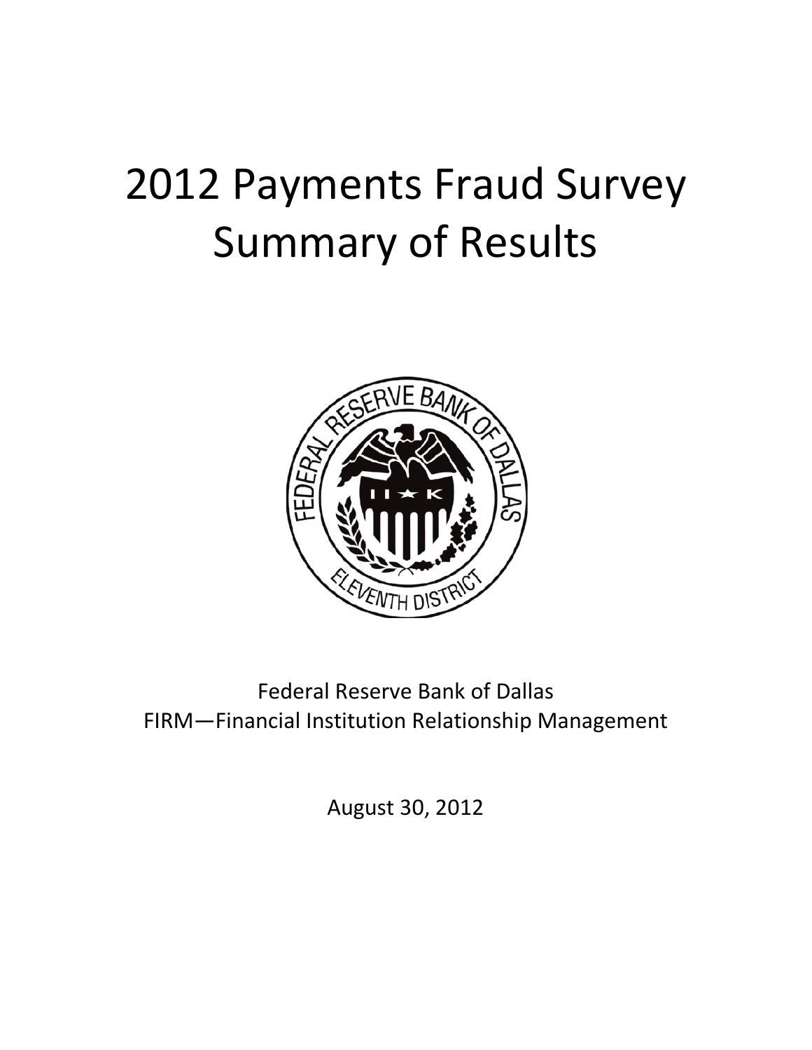# 2012 Payments Fraud Survey Summary of Results

Federal Reserve Bank of Dallas
FIRM—Financial Institution Relationship Management

August 30, 2012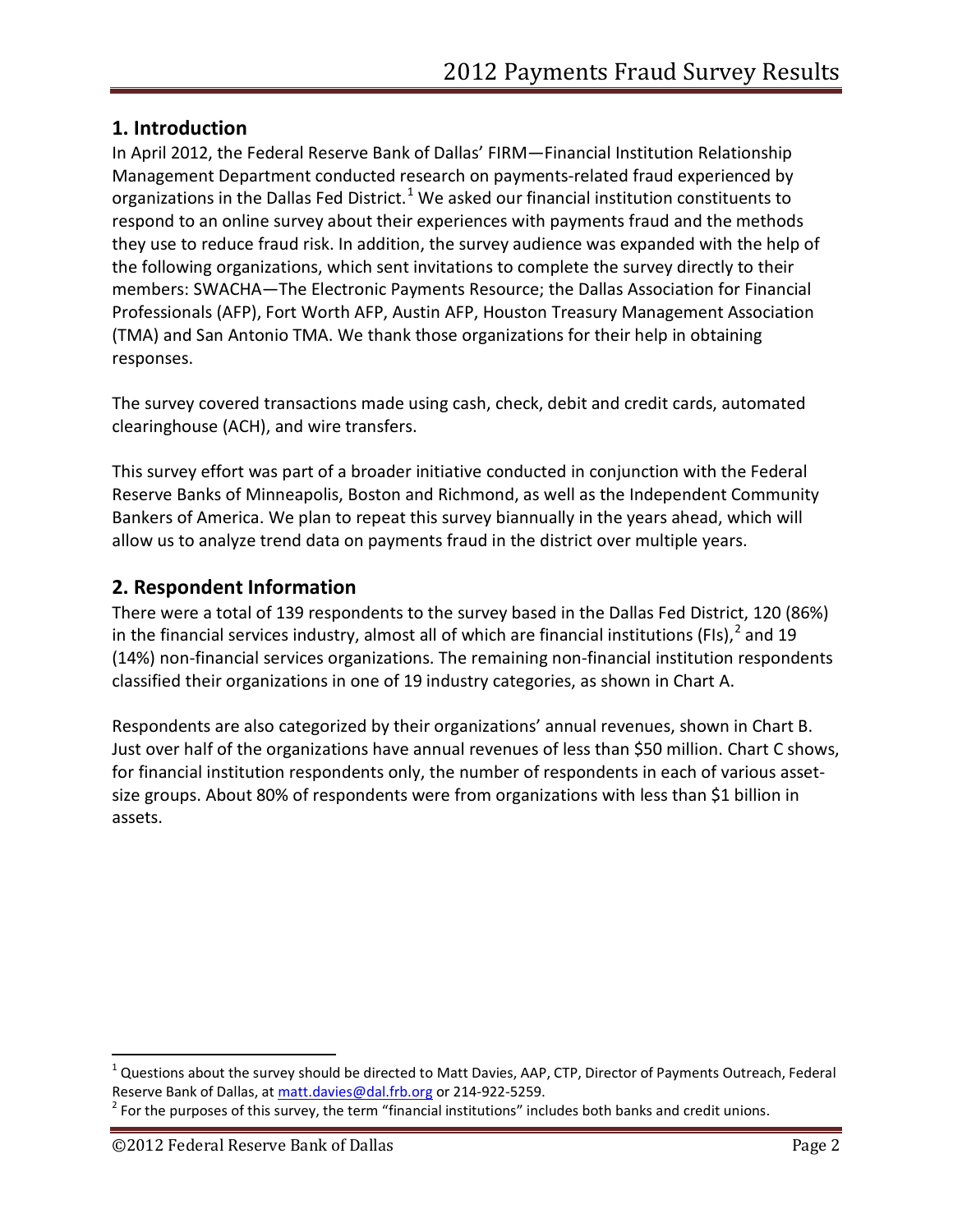## 1. Introduction

In April 2012, the Federal Reserve Bank of Dallas' FIRM—Financial Institution Relationship Management Department conducted research on payments-related fraud experienced by organizations in the Dallas Fed District.[1] We asked our financial institution constituents to respond to an online survey about their experiences with payments fraud and the methods they use to reduce fraud risk. In addition, the survey audience was expanded with the help of the following organizations, which sent invitations to complete the survey directly to their members: SWACHA—The Electronic Payments Resource; the Dallas Association for Financial Professionals (AFP), Fort Worth AFP, Austin AFP, Houston Treasury Management Association (TMA) and San Antonio TMA. We thank those organizations for their help in obtaining responses.

The survey covered transactions made using cash, check, debit and credit cards, automated clearinghouse (ACH), and wire transfers.

This survey effort was part of a broader initiative conducted in conjunction with the Federal Reserve Banks of Minneapolis, Boston and Richmond, as well as the Independent Community Bankers of America. We plan to repeat this survey biannually in the years ahead, which will allow us to analyze trend data on payments fraud in the district over multiple years.

## 2. Respondent Information

There were a total of 139 respondents to the survey based in the Dallas Fed District, 120 (86%) in the financial services industry, almost all of which are financial institutions (FIs),[2] and 19 (14%) non-financial services organizations. The remaining non-financial institution respondents classified their organizations in one of 19 industry categories, as shown in Chart A.

Respondents are also categorized by their organizations' annual revenues, shown in Chart B. Just over half of the organizations have annual revenues of less than $50 million. Chart C shows, for financial institution respondents only, the number of respondents in each of various asset-size groups. About 80% of respondents were from organizations with less than $1 billion in assets.

---

[1] Questions about the survey should be directed to Matt Davies, AAP, CTP, Director of Payments Outreach, Federal Reserve Bank of Dallas, at matt.davies@dal.frb.org or 214-922-5259.

[2] For the purposes of this survey, the term "financial institutions" includes both banks and credit unions.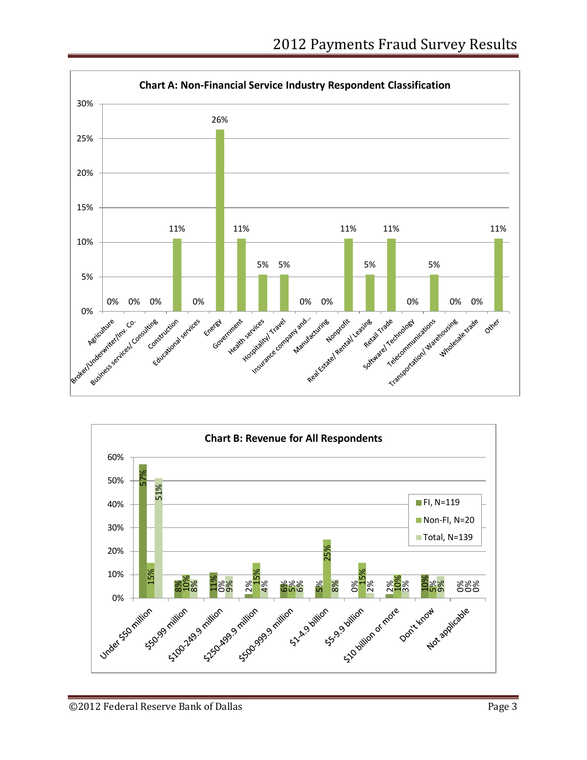**Chart A: Non-Financial Service Industry Respondent Classification**

| Industry | Percent |
| --- | --- |
| Agriculture | 0% |
| Broker/Underwriter/Inv. Co. | 0% |
| Business services/ Consulting | 0% |
| Construction | 11% |
| Educational services | 0% |
| Energy | 26% |
| Government | 11% |
| Health services | 5% |
| Hospitality/ Travel | 5% |
| Insurance company and... | 0% |
| Manufacturing | 0% |
| Nonprofit | 11% |
| Real Estate/ Rental/ Leasing | 5% |
| Retail Trade | 11% |
| Software/ Technology | 0% |
| Telecommunications | 5% |
| Transportation/ Warehousing | 0% |
| Wholesale trade | 0% |
| Other | 11% |

**Chart B: Revenue for All Respondents**

| Revenue | FI, N=119 | Non-FI, N=20 | Total, N=139 |
| --- | --- | --- | --- |
| Under $50 million | 57% | 15% | 51% |
| $50-99 million | 8% | 10% | 8% |
| $100-249.9 million | 11% | 0% | 9% |
| $250-499.9 million | 2% | 15% | 4% |
| $500-999.9 million | 6% | 5% | 6% |
| $1-4.9 billion | 5% | 25% | 8% |
| $5-9.9 billion | 0% | 15% | 2% |
| $10 billion or more | 2% | 10% | 3% |
| Don't know | 10% | 5% | 9% |
| Not applicable | 0% | 0% | 0% |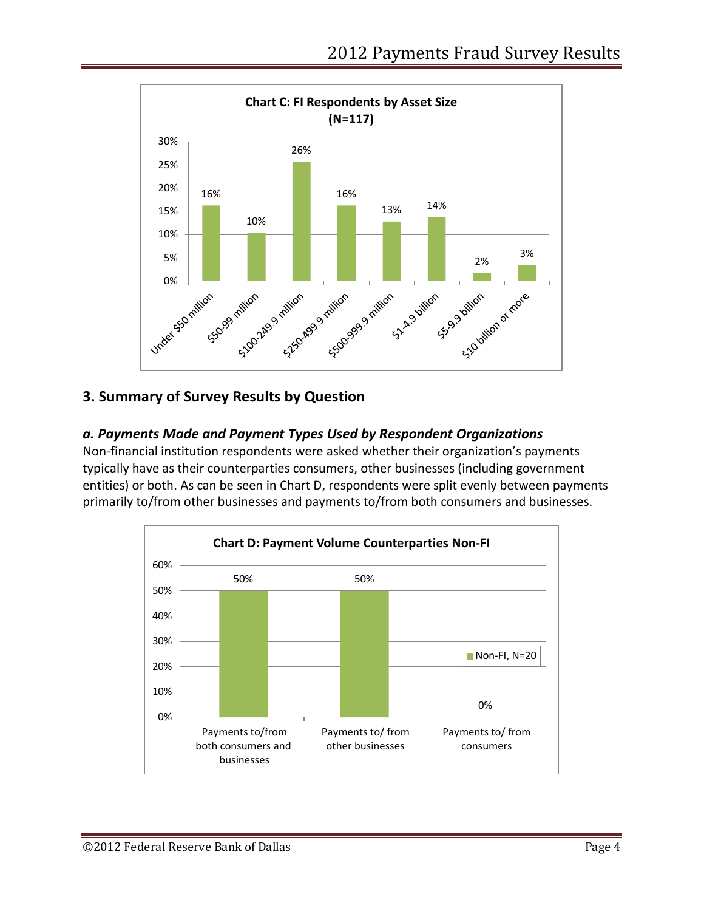**Chart C: FI Respondents by Asset Size (N=117)**

| Asset Size | Percent |
|---|---|
| Under $50 million | 16% |
| $50-99 million | 10% |
| $100-249.9 million | 26% |
| $250-499.9 million | 16% |
| $500-999.9 million | 13% |
| $1-4.9 billion | 14% |
| $5-9.9 billion | 2% |
| $10 billion or more | 3% |

## 3. Summary of Survey Results by Question

### *a. Payments Made and Payment Types Used by Respondent Organizations*

Non-financial institution respondents were asked whether their organization's payments typically have as their counterparties consumers, other businesses (including government entities) or both. As can be seen in Chart D, respondents were split evenly between payments primarily to/from other businesses and payments to/from both consumers and businesses.

**Chart D: Payment Volume Counterparties Non-FI**

| Counterparty | Non-FI, N=20 |
|---|---|
| Payments to/from both consumers and businesses | 50% |
| Payments to/ from other businesses | 50% |
| Payments to/ from consumers | 0% |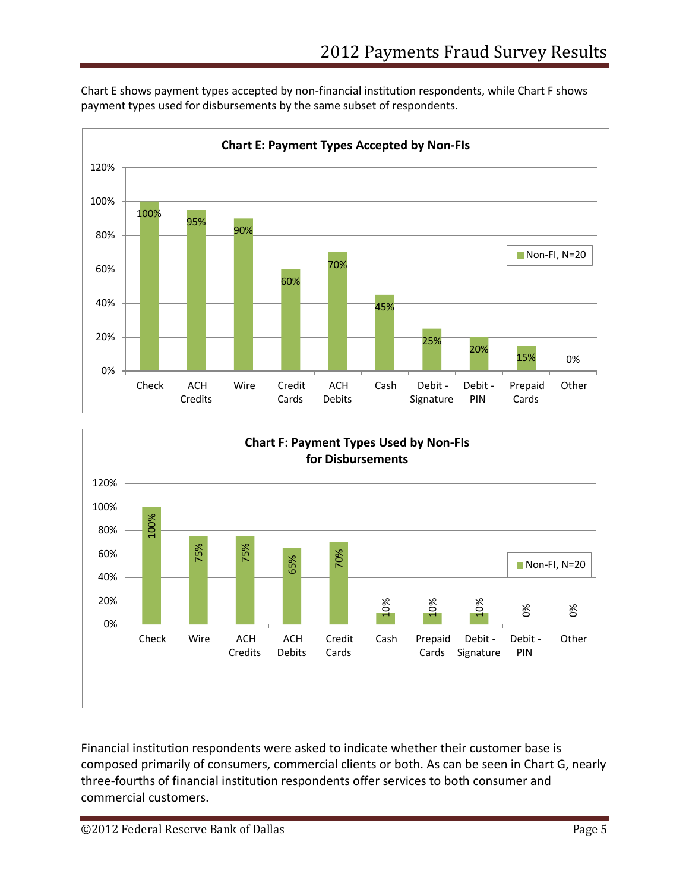Chart E shows payment types accepted by non-financial institution respondents, while Chart F shows payment types used for disbursements by the same subset of respondents.

**Chart E: Payment Types Accepted by Non-FIs**

| Payment Type | Non-FI, N=20 |
|---|---|
| Check | 100% |
| ACH Credits | 95% |
| Wire | 90% |
| Credit Cards | 60% |
| ACH Debits | 70% |
| Cash | 45% |
| Debit - Signature | 25% |
| Debit - PIN | 20% |
| Prepaid Cards | 15% |
| Other | 0% |

**Chart F: Payment Types Used by Non-FIs for Disbursements**

| Payment Type | Non-FI, N=20 |
|---|---|
| Check | 100% |
| Wire | 75% |
| ACH Credits | 75% |
| ACH Debits | 65% |
| Credit Cards | 70% |
| Cash | 10% |
| Prepaid Cards | 10% |
| Debit - Signature | 10% |
| Debit - PIN | 0% |
| Other | 0% |

Financial institution respondents were asked to indicate whether their customer base is composed primarily of consumers, commercial clients or both. As can be seen in Chart G, nearly three-fourths of financial institution respondents offer services to both consumer and commercial customers.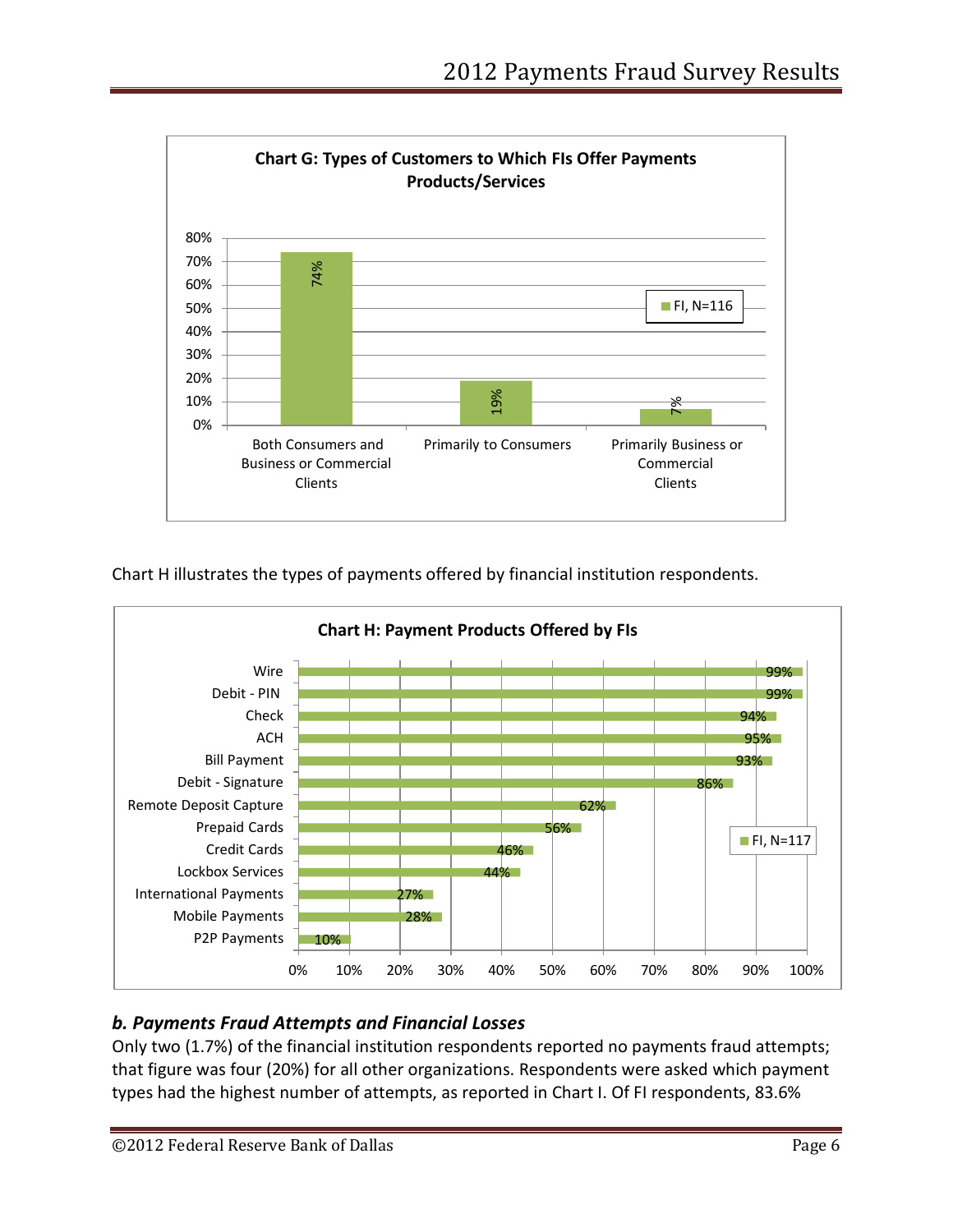**Chart G: Types of Customers to Which FIs Offer Payments Products/Services**

| Customer Type | FI, N=116 |
| --- | --- |
| Both Consumers and Business or Commercial Clients | 74% |
| Primarily to Consumers | 19% |
| Primarily Business or Commercial Clients | 7% |

Chart H illustrates the types of payments offered by financial institution respondents.

**Chart H: Payment Products Offered by FIs**

| Payment Product | FI, N=117 |
| --- | --- |
| Wire | 99% |
| Debit - PIN | 99% |
| Check | 94% |
| ACH | 95% |
| Bill Payment | 93% |
| Debit - Signature | 86% |
| Remote Deposit Capture | 62% |
| Prepaid Cards | 56% |
| Credit Cards | 46% |
| Lockbox Services | 44% |
| International Payments | 27% |
| Mobile Payments | 28% |
| P2P Payments | 10% |

### *b. Payments Fraud Attempts and Financial Losses*

Only two (1.7%) of the financial institution respondents reported no payments fraud attempts; that figure was four (20%) for all other organizations. Respondents were asked which payment types had the highest number of attempts, as reported in Chart I. Of FI respondents, 83.6%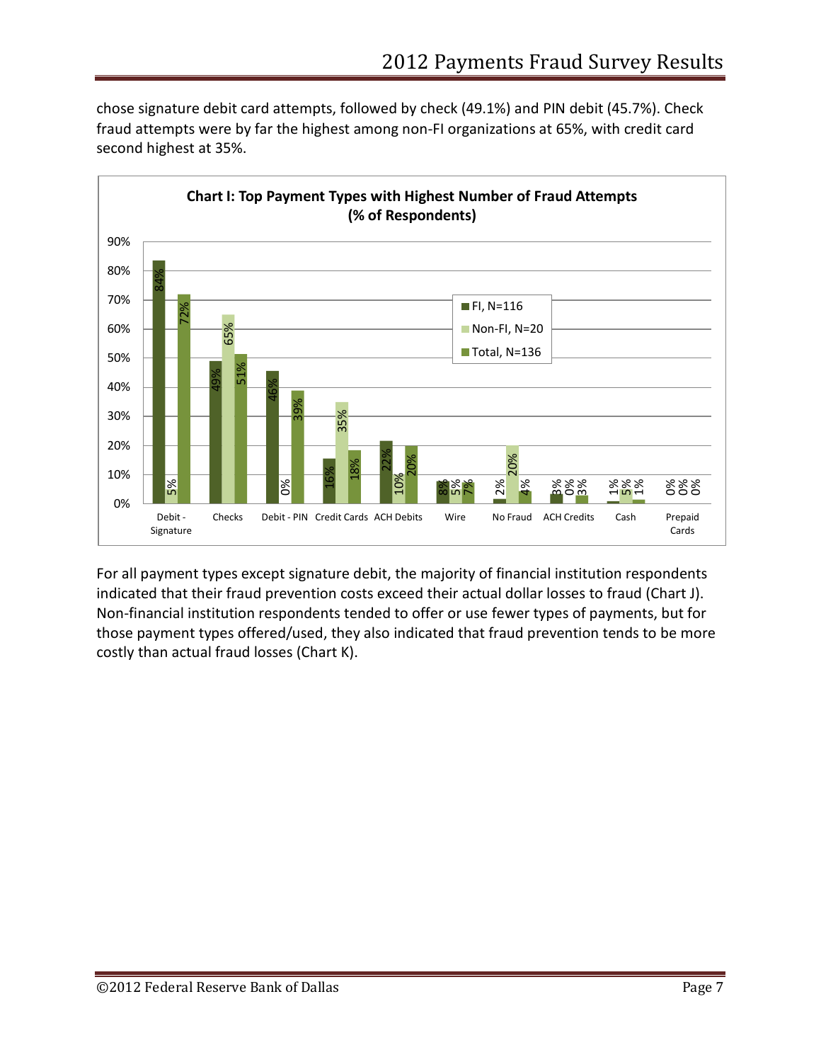chose signature debit card attempts, followed by check (49.1%) and PIN debit (45.7%). Check fraud attempts were by far the highest among non-FI organizations at 65%, with credit card second highest at 35%.

**Chart I: Top Payment Types with Highest Number of Fraud Attempts (% of Respondents)**

| Payment Type | FI, N=116 | Non-FI, N=20 | Total, N=136 |
|---|---|---|---|
| Debit - Signature | 84% | 5% | 72% |
| Checks | 49% | 65% | 51% |
| Debit - PIN | 46% | 0% | 39% |
| Credit Cards | 16% | 35% | 18% |
| ACH Debits | 22% | 10% | 20% |
| Wire | 8% | 5% | 7% |
| No Fraud | 2% | 20% | 4% |
| ACH Credits | 3% | 0% | 3% |
| Cash | 1% | 5% | 1% |
| Prepaid Cards | 0% | 0% | 0% |

For all payment types except signature debit, the majority of financial institution respondents indicated that their fraud prevention costs exceed their actual dollar losses to fraud (Chart J). Non-financial institution respondents tended to offer or use fewer types of payments, but for those payment types offered/used, they also indicated that fraud prevention tends to be more costly than actual fraud losses (Chart K).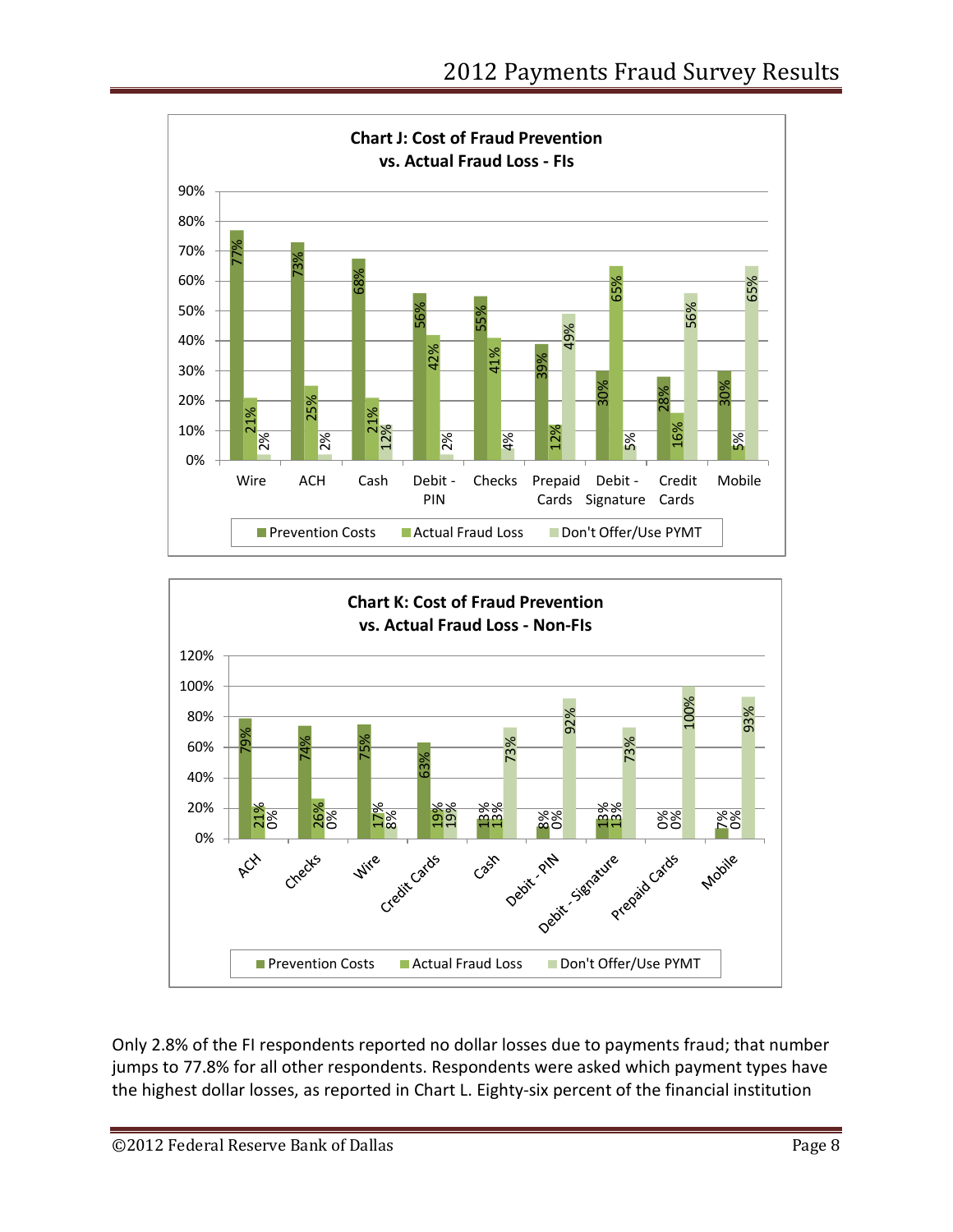**Chart J: Cost of Fraud Prevention vs. Actual Fraud Loss - FIs**

| | Prevention Costs | Actual Fraud Loss | Don't Offer/Use PYMT |
|---|---|---|---|
| Wire | 77% | 21% | 2% |
| ACH | 73% | 25% | 2% |
| Cash | 68% | 21% | 12% |
| Debit - PIN | 56% | 42% | 2% |
| Checks | 55% | 41% | 4% |
| Prepaid Cards | 39% | 12% | 49% |
| Debit - Signature | 30% | 65% | 5% |
| Credit Cards | 28% | 16% | 56% |
| Mobile | 30% | 5% | 65% |

**Chart K: Cost of Fraud Prevention vs. Actual Fraud Loss - Non-FIs**

| | Prevention Costs | Actual Fraud Loss | Don't Offer/Use PYMT |
|---|---|---|---|
| ACH | 79% | 21% | 0% |
| Checks | 74% | 26% | 0% |
| Wire | 75% | 17% | 8% |
| Credit Cards | 63% | 19% | 19% |
| Cash | 13% | 13% | 73% |
| Debit - PIN | 8% | 0% | 92% |
| Debit - Signature | 13% | 13% | 73% |
| Prepaid Cards | 0% | 0% | 100% |
| Mobile | 7% | 0% | 93% |

Only 2.8% of the FI respondents reported no dollar losses due to payments fraud; that number jumps to 77.8% for all other respondents. Respondents were asked which payment types have the highest dollar losses, as reported in Chart L. Eighty-six percent of the financial institution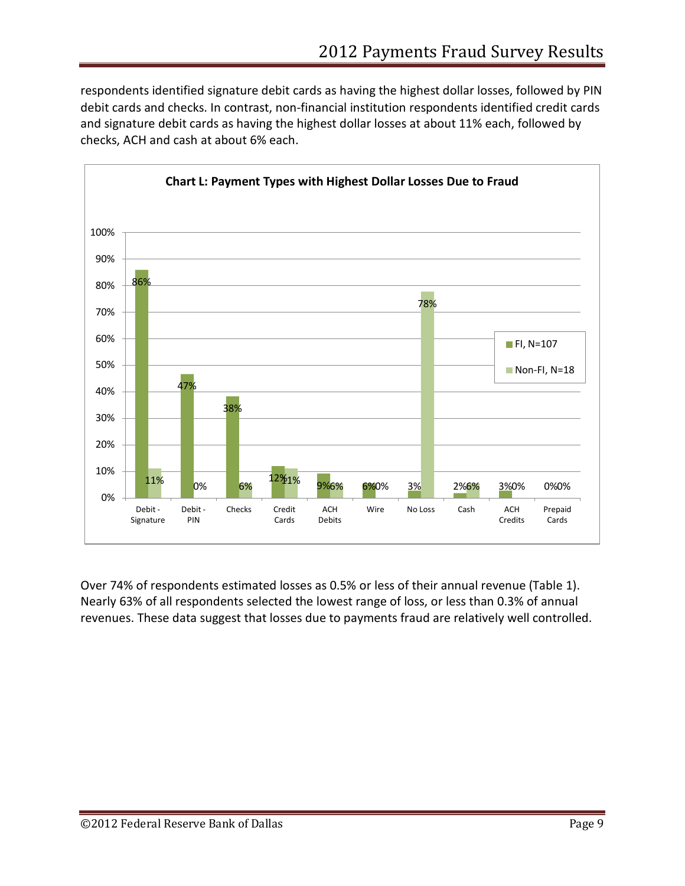respondents identified signature debit cards as having the highest dollar losses, followed by PIN debit cards and checks. In contrast, non-financial institution respondents identified credit cards and signature debit cards as having the highest dollar losses at about 11% each, followed by checks, ACH and cash at about 6% each.

**Chart L: Payment Types with Highest Dollar Losses Due to Fraud**

| Payment Type | FI, N=107 | Non-FI, N=18 |
|---|---|---|
| Debit - Signature | 86% | 11% |
| Debit - PIN | 47% | 0% |
| Checks | 38% | 6% |
| Credit Cards | 12% | 11% |
| ACH Debits | 9% | 6% |
| Wire | 6% | 0% |
| No Loss | 3% | 78% |
| Cash | 2% | 6% |
| ACH Credits | 3% | 0% |
| Prepaid Cards | 0% | 0% |

Over 74% of respondents estimated losses as 0.5% or less of their annual revenue (Table 1). Nearly 63% of all respondents selected the lowest range of loss, or less than 0.3% of annual revenues. These data suggest that losses due to payments fraud are relatively well controlled.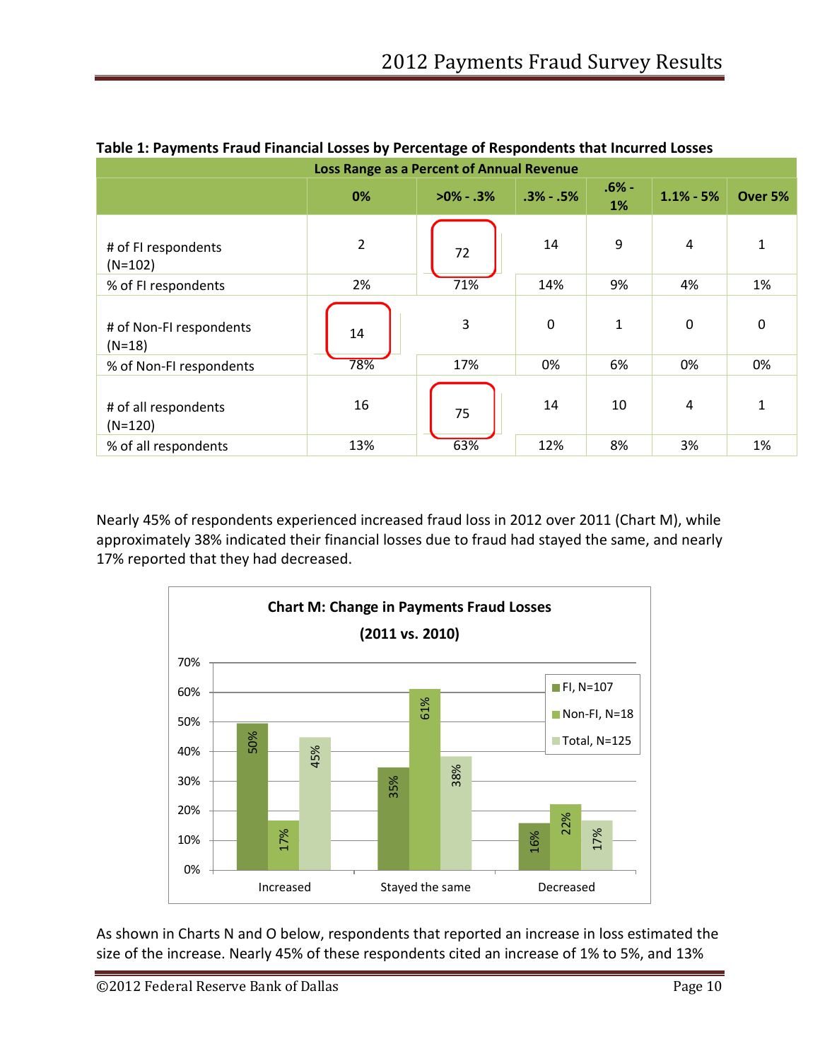**Table 1: Payments Fraud Financial Losses by Percentage of Respondents that Incurred Losses**

| | Loss Range as a Percent of Annual Revenue | | | | | |
|---|---|---|---|---|---|---|
| | 0% | >0% - .3% | .3% - .5% | .6% - 1% | 1.1% - 5% | Over 5% |
| # of FI respondents (N=102) | 2 | 72 | 14 | 9 | 4 | 1 |
| % of FI respondents | 2% | 71% | 14% | 9% | 4% | 1% |
| # of Non-FI respondents (N=18) | 14 | 3 | 0 | 1 | 0 | 0 |
| % of Non-FI respondents | 78% | 17% | 0% | 6% | 0% | 0% |
| # of all respondents (N=120) | 16 | 75 | 14 | 10 | 4 | 1 |
| % of all respondents | 13% | 63% | 12% | 8% | 3% | 1% |

Nearly 45% of respondents experienced increased fraud loss in 2012 over 2011 (Chart M), while approximately 38% indicated their financial losses due to fraud had stayed the same, and nearly 17% reported that they had decreased.

**Chart M: Change in Payments Fraud Losses (2011 vs. 2010)**

| | FI, N=107 | Non-FI, N=18 | Total, N=125 |
|---|---|---|---|
| Increased | 50% | 17% | 45% |
| Stayed the same | 35% | 61% | 38% |
| Decreased | 16% | 22% | 17% |

As shown in Charts N and O below, respondents that reported an increase in loss estimated the size of the increase. Nearly 45% of these respondents cited an increase of 1% to 5%, and 13%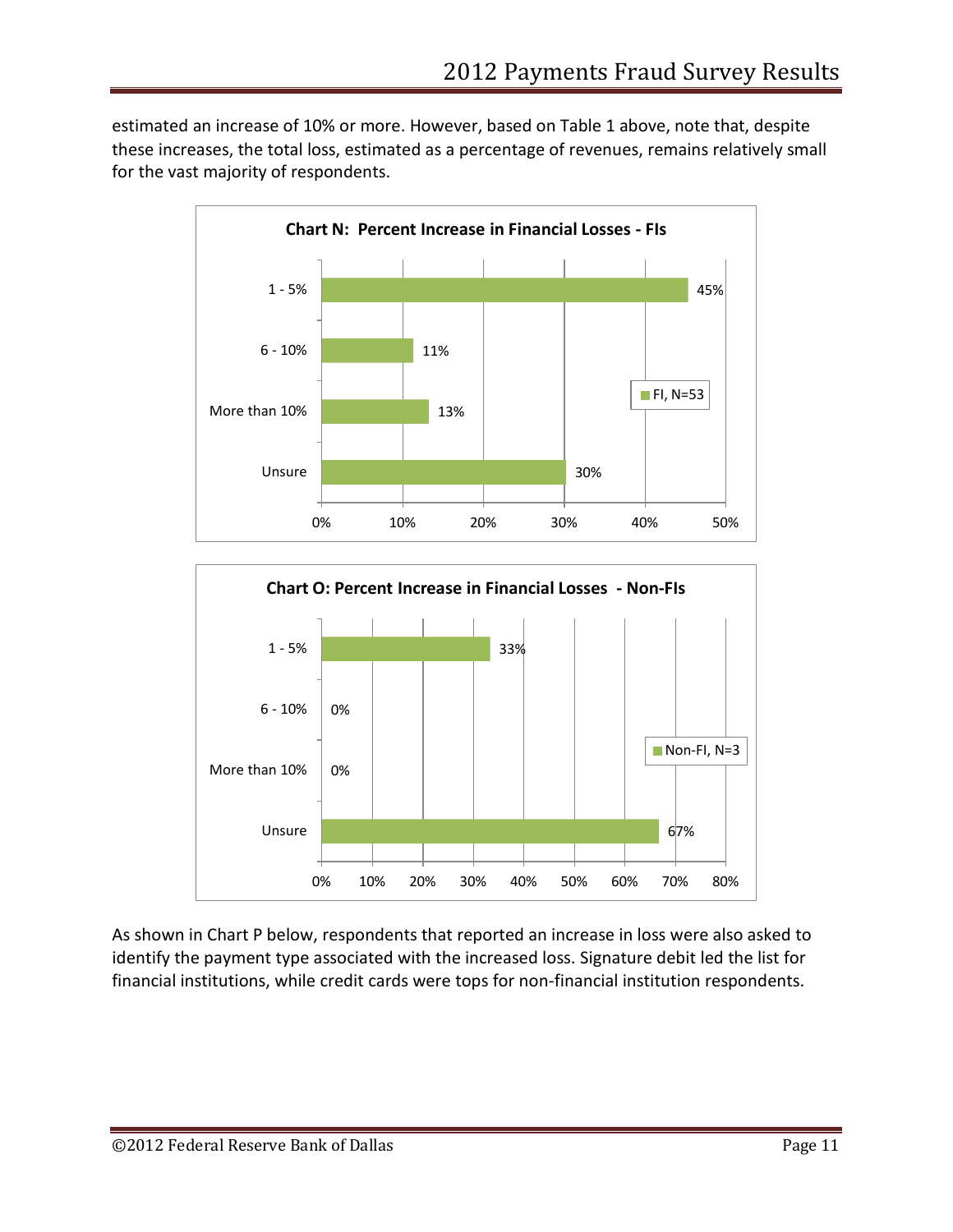estimated an increase of 10% or more. However, based on Table 1 above, note that, despite these increases, the total loss, estimated as a percentage of revenues, remains relatively small for the vast majority of respondents.

**Chart N: Percent Increase in Financial Losses - FIs**

| | FI, N=53 |
|---|---|
| 1 - 5% | 45% |
| 6 - 10% | 11% |
| More than 10% | 13% |
| Unsure | 30% |

**Chart O: Percent Increase in Financial Losses - Non-FIs**

| | Non-FI, N=3 |
|---|---|
| 1 - 5% | 33% |
| 6 - 10% | 0% |
| More than 10% | 0% |
| Unsure | 67% |

As shown in Chart P below, respondents that reported an increase in loss were also asked to identify the payment type associated with the increased loss. Signature debit led the list for financial institutions, while credit cards were tops for non-financial institution respondents.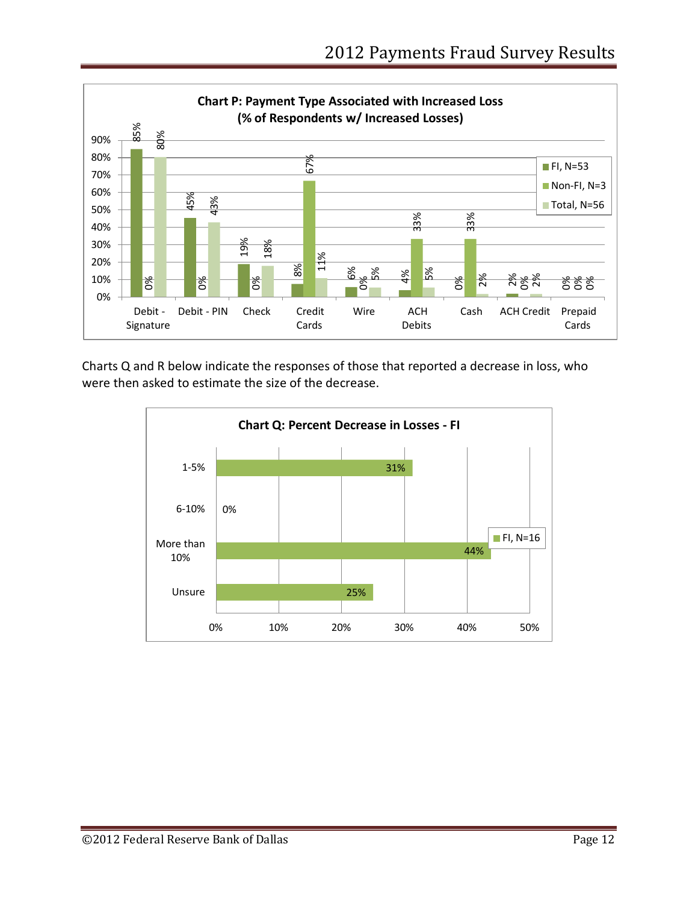**Chart P: Payment Type Associated with Increased Loss (% of Respondents w/ Increased Losses)**

| Payment Type | FI, N=53 | Non-FI, N=3 | Total, N=56 |
| --- | --- | --- | --- |
| Debit - Signature | 85% | 0% | 80% |
| Debit - PIN | 45% | 0% | 43% |
| Check | 19% | 0% | 18% |
| Credit Cards | 8% | 67% | 11% |
| Wire | 6% | 0% | 5% |
| ACH Debits | 4% | 33% | 5% |
| Cash | 0% | 33% | 2% |
| ACH Credit | 2% | 0% | 2% |
| Prepaid Cards | 0% | 0% | 0% |

Charts Q and R below indicate the responses of those that reported a decrease in loss, who were then asked to estimate the size of the decrease.

**Chart Q: Percent Decrease in Losses - FI**

| Decrease | FI, N=16 |
| --- | --- |
| 1-5% | 31% |
| 6-10% | 0% |
| More than 10% | 44% |
| Unsure | 25% |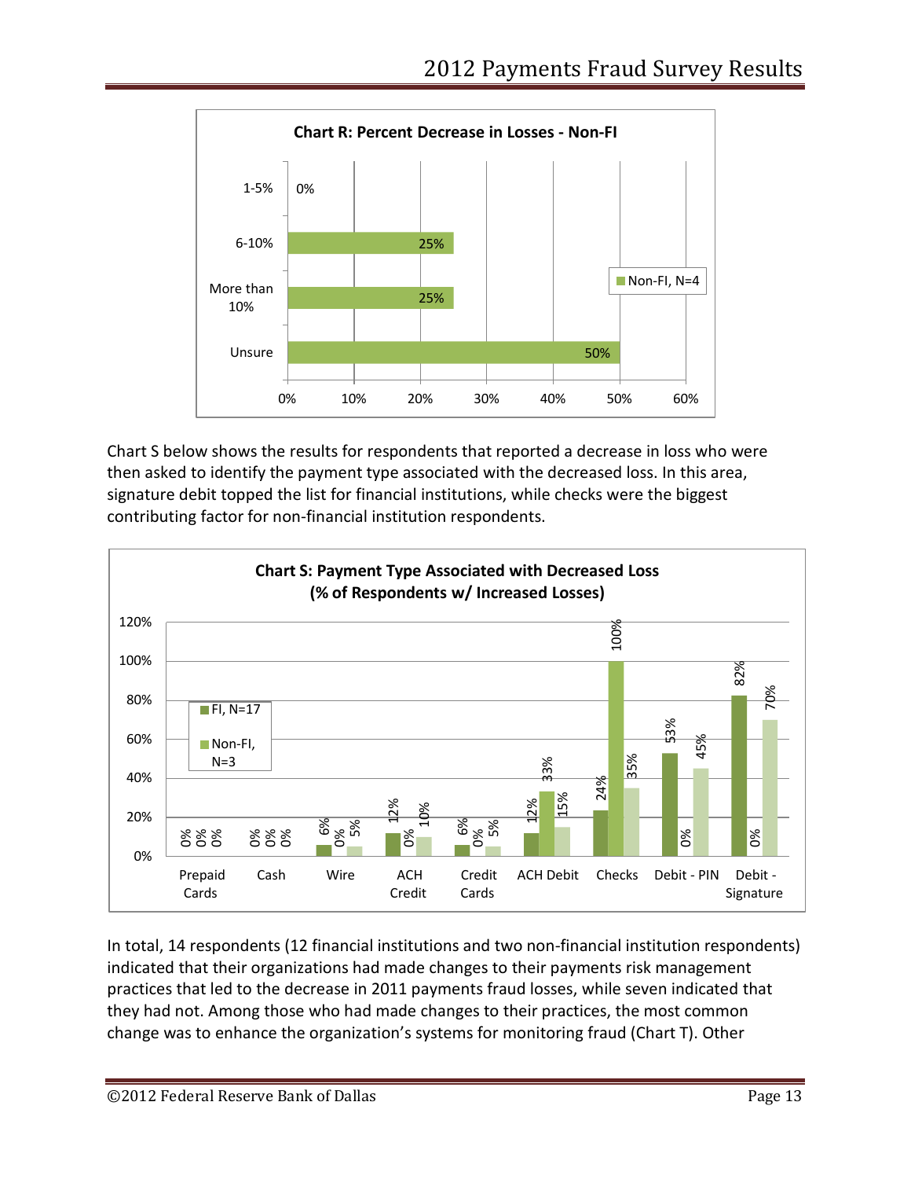**Chart R: Percent Decrease in Losses - Non-FI**

| | Non-FI, N=4 |
|---|---|
| 1-5% | 0% |
| 6-10% | 25% |
| More than 10% | 25% |
| Unsure | 50% |

Chart S below shows the results for respondents that reported a decrease in loss who were then asked to identify the payment type associated with the decreased loss. In this area, signature debit topped the list for financial institutions, while checks were the biggest contributing factor for non-financial institution respondents.

**Chart S: Payment Type Associated with Decreased Loss (% of Respondents w/ Increased Losses)**

| | FI, N=17 | Non-FI, N=3 | |
|---|---|---|---|
| Prepaid Cards | 0% | 0% | 0% |
| Cash | 0% | 0% | 0% |
| Wire | 6% | 0% | 5% |
| ACH Credit | 12% | 0% | 10% |
| Credit Cards | 6% | 0% | 5% |
| ACH Debit | 12% | 33% | 15% |
| Checks | 24% | 100% | 35% |
| Debit - PIN | 53% | 0% | 45% |
| Debit - Signature | 82% | 0% | 70% |

In total, 14 respondents (12 financial institutions and two non-financial institution respondents) indicated that their organizations had made changes to their payments risk management practices that led to the decrease in 2011 payments fraud losses, while seven indicated that they had not. Among those who had made changes to their practices, the most common change was to enhance the organization's systems for monitoring fraud (Chart T). Other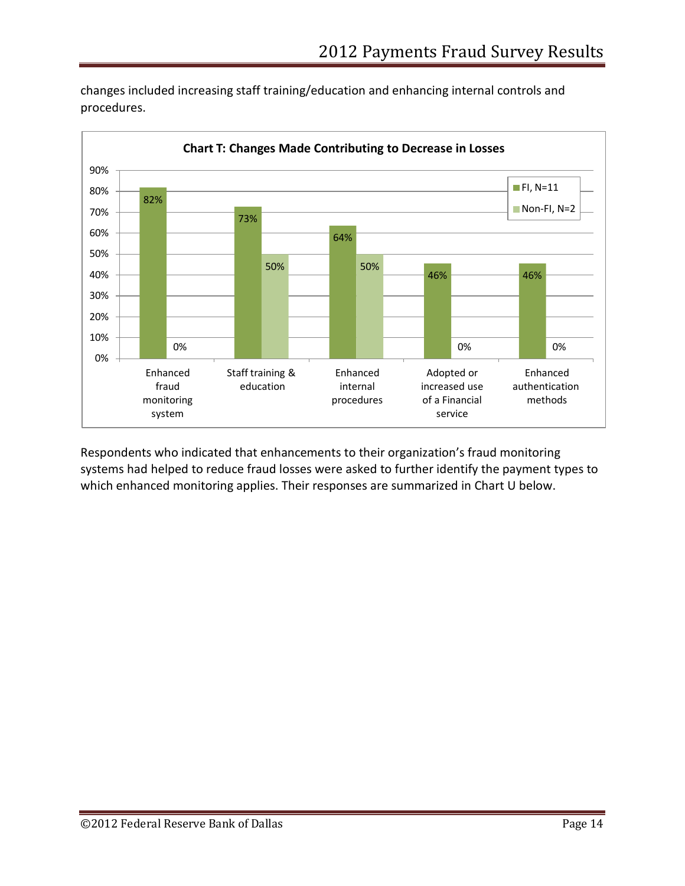changes included increasing staff training/education and enhancing internal controls and procedures.

**Chart T: Changes Made Contributing to Decrease in Losses**

| | FI, N=11 | Non-FI, N=2 |
|---|---|---|
| Enhanced fraud monitoring system | 82% | 0% |
| Staff training & education | 73% | 50% |
| Enhanced internal procedures | 64% | 50% |
| Adopted or increased use of a Financial service | 46% | 0% |
| Enhanced authentication methods | 46% | 0% |

Respondents who indicated that enhancements to their organization's fraud monitoring systems had helped to reduce fraud losses were asked to further identify the payment types to which enhanced monitoring applies. Their responses are summarized in Chart U below.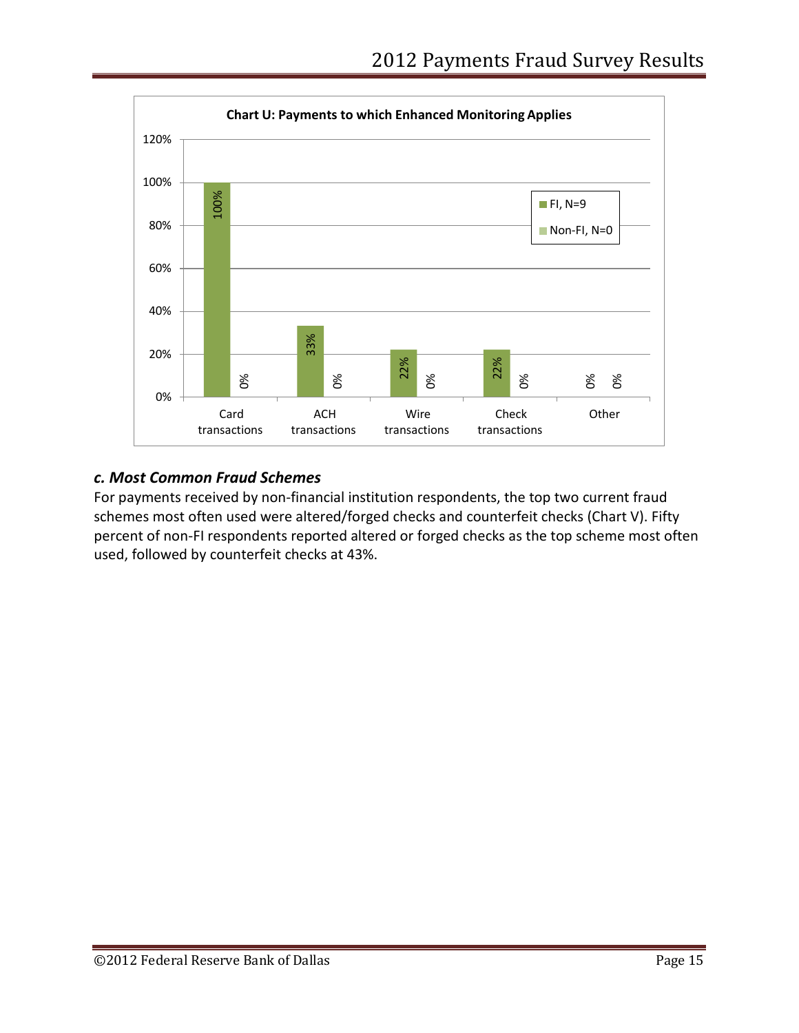**Chart U: Payments to which Enhanced Monitoring Applies**

| | FI, N=9 | Non-FI, N=0 |
|---|---|---|
| Card transactions | 100% | 0% |
| ACH transactions | 33% | 0% |
| Wire transactions | 22% | 0% |
| Check transactions | 22% | 0% |
| Other | 0% | 0% |

### *c. Most Common Fraud Schemes*

For payments received by non-financial institution respondents, the top two current fraud schemes most often used were altered/forged checks and counterfeit checks (Chart V). Fifty percent of non-FI respondents reported altered or forged checks as the top scheme most often used, followed by counterfeit checks at 43%.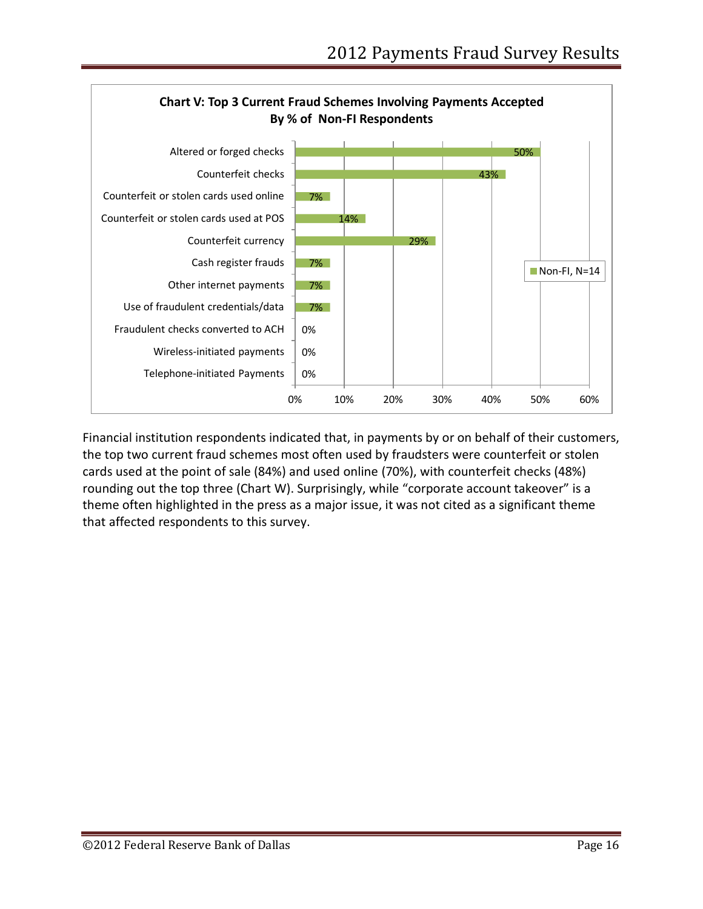**Chart V: Top 3 Current Fraud Schemes Involving Payments Accepted By % of Non-FI Respondents**

| Fraud Scheme | Non-FI, N=14 |
| --- | --- |
| Altered or forged checks | 50% |
| Counterfeit checks | 43% |
| Counterfeit or stolen cards used online | 7% |
| Counterfeit or stolen cards used at POS | 14% |
| Counterfeit currency | 29% |
| Cash register frauds | 7% |
| Other internet payments | 7% |
| Use of fraudulent credentials/data | 7% |
| Fraudulent checks converted to ACH | 0% |
| Wireless-initiated payments | 0% |
| Telephone-initiated Payments | 0% |

Financial institution respondents indicated that, in payments by or on behalf of their customers, the top two current fraud schemes most often used by fraudsters were counterfeit or stolen cards used at the point of sale (84%) and used online (70%), with counterfeit checks (48%) rounding out the top three (Chart W). Surprisingly, while "corporate account takeover" is a theme often highlighted in the press as a major issue, it was not cited as a significant theme that affected respondents to this survey.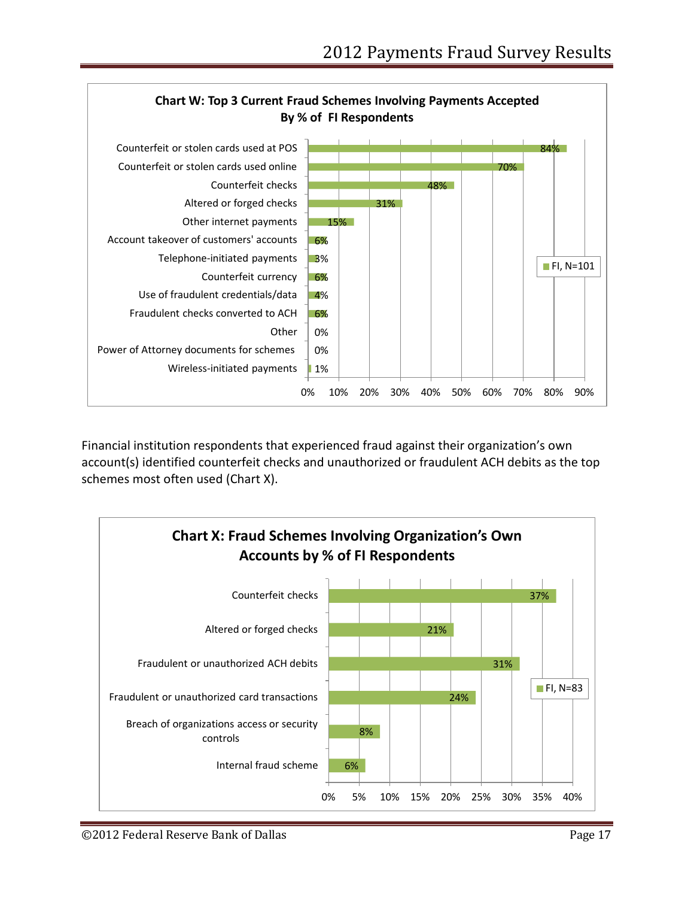**Chart W: Top 3 Current Fraud Schemes Involving Payments Accepted By % of FI Respondents**

| Scheme | FI, N=101 |
|---|---|
| Counterfeit or stolen cards used at POS | 84% |
| Counterfeit or stolen cards used online | 70% |
| Counterfeit checks | 48% |
| Altered or forged checks | 31% |
| Other internet payments | 15% |
| Account takeover of customers' accounts | 6% |
| Telephone-initiated payments | 3% |
| Counterfeit currency | 6% |
| Use of fraudulent credentials/data | 4% |
| Fraudulent checks converted to ACH | 6% |
| Other | 0% |
| Power of Attorney documents for schemes | 0% |
| Wireless-initiated payments | 1% |

Financial institution respondents that experienced fraud against their organization's own account(s) identified counterfeit checks and unauthorized or fraudulent ACH debits as the top schemes most often used (Chart X).

**Chart X: Fraud Schemes Involving Organization's Own Accounts by % of FI Respondents**

| Scheme | FI, N=83 |
|---|---|
| Counterfeit checks | 37% |
| Altered or forged checks | 21% |
| Fraudulent or unauthorized ACH debits | 31% |
| Fraudulent or unauthorized card transactions | 24% |
| Breach of organizations access or security controls | 8% |
| Internal fraud scheme | 6% |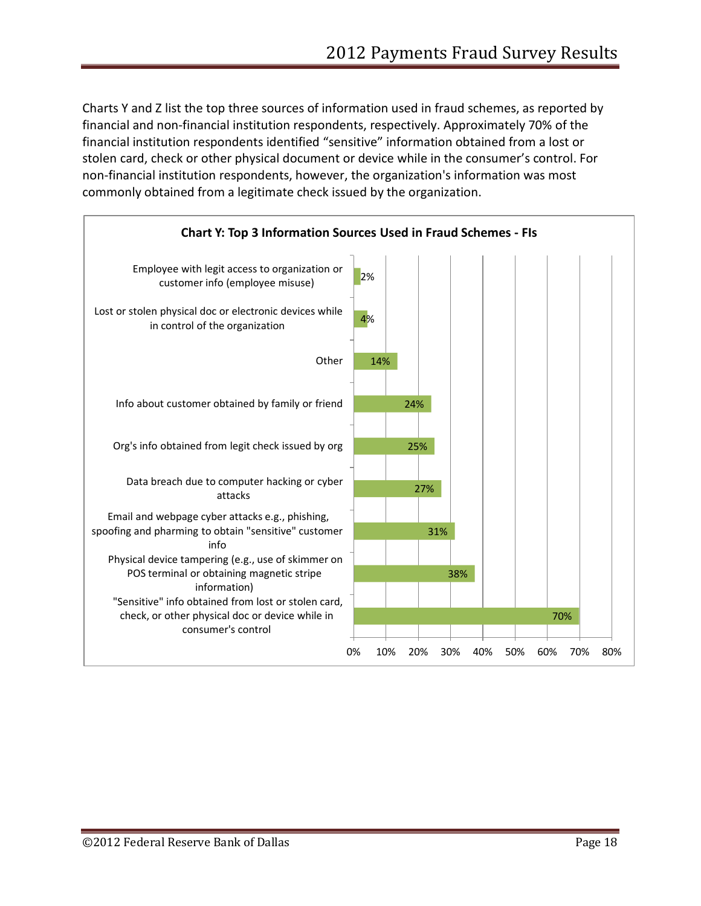Charts Y and Z list the top three sources of information used in fraud schemes, as reported by financial and non-financial institution respondents, respectively. Approximately 70% of the financial institution respondents identified "sensitive" information obtained from a lost or stolen card, check or other physical document or device while in the consumer's control. For non-financial institution respondents, however, the organization's information was most commonly obtained from a legitimate check issued by the organization.

**Chart Y: Top 3 Information Sources Used in Fraud Schemes - FIs**

| Information Source | Percent |
|---|---|
| Employee with legit access to organization or customer info (employee misuse) | 2% |
| Lost or stolen physical doc or electronic devices while in control of the organization | 4% |
| Other | 14% |
| Info about customer obtained by family or friend | 24% |
| Org's info obtained from legit check issued by org | 25% |
| Data breach due to computer hacking or cyber attacks | 27% |
| Email and webpage cyber attacks e.g., phishing, spoofing and pharming to obtain "sensitive" customer info | 31% |
| Physical device tampering (e.g., use of skimmer on POS terminal or obtaining magnetic stripe information) | 38% |
| "Sensitive" info obtained from lost or stolen card, check, or other physical doc or device while in consumer's control | 70% |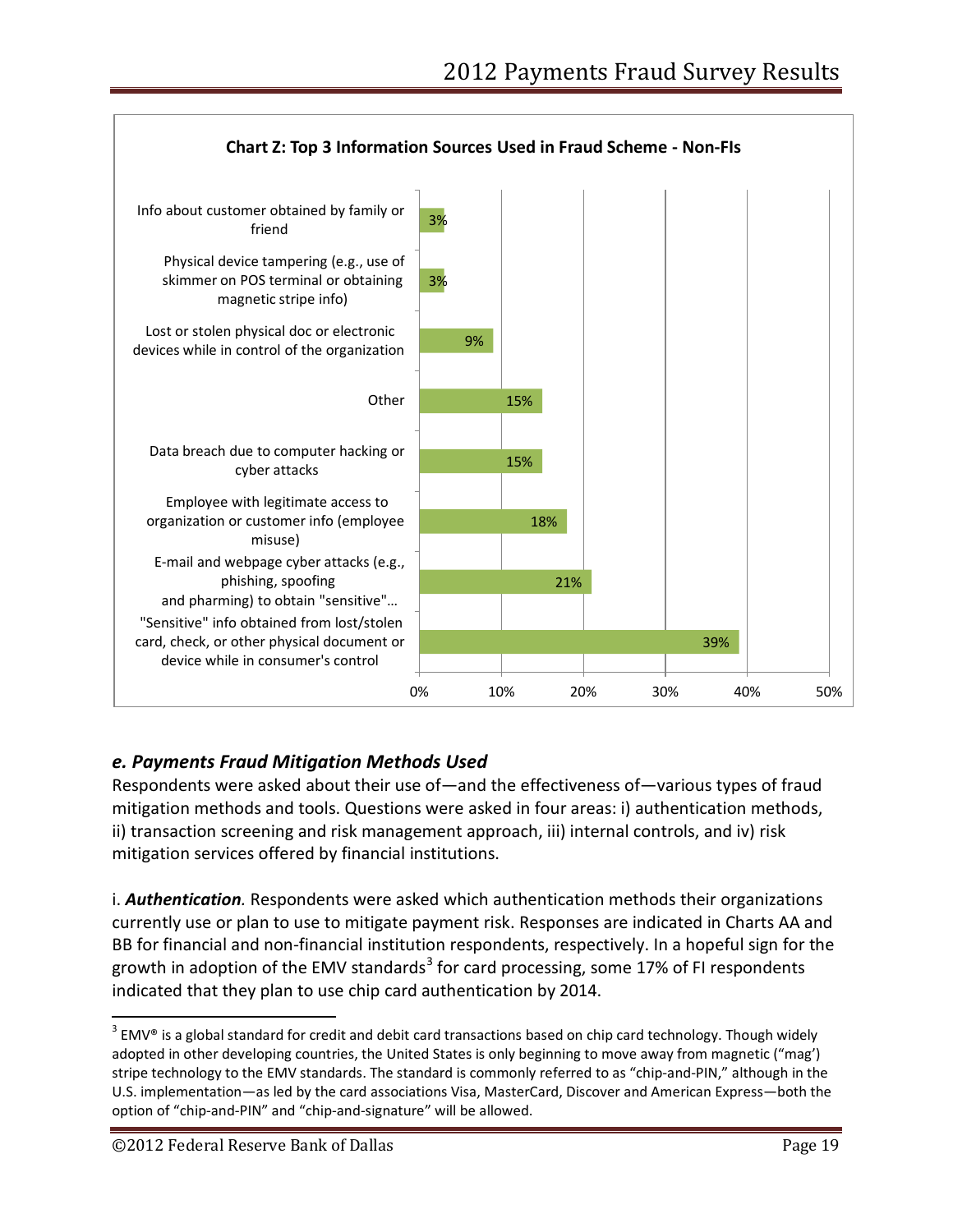**Chart Z: Top 3 Information Sources Used in Fraud Scheme - Non-FIs**

| Information Source | Percent |
|---|---|
| Info about customer obtained by family or friend | 3% |
| Physical device tampering (e.g., use of skimmer on POS terminal or obtaining magnetic stripe info) | 3% |
| Lost or stolen physical doc or electronic devices while in control of the organization | 9% |
| Other | 15% |
| Data breach due to computer hacking or cyber attacks | 15% |
| Employee with legitimate access to organization or customer info (employee misuse) | 18% |
| E-mail and webpage cyber attacks (e.g., phishing, spoofing and pharming) to obtain "sensitive"… | 21% |
| "Sensitive" info obtained from lost/stolen card, check, or other physical document or device while in consumer's control | 39% |

### *e. Payments Fraud Mitigation Methods Used*

Respondents were asked about their use of—and the effectiveness of—various types of fraud mitigation methods and tools. Questions were asked in four areas: i) authentication methods, ii) transaction screening and risk management approach, iii) internal controls, and iv) risk mitigation services offered by financial institutions.

i. ***Authentication.*** Respondents were asked which authentication methods their organizations currently use or plan to use to mitigate payment risk. Responses are indicated in Charts AA and BB for financial and non-financial institution respondents, respectively. In a hopeful sign for the growth in adoption of the EMV standards[3] for card processing, some 17% of FI respondents indicated that they plan to use chip card authentication by 2014.

[3] EMV® is a global standard for credit and debit card transactions based on chip card technology. Though widely adopted in other developing countries, the United States is only beginning to move away from magnetic ("mag') stripe technology to the EMV standards. The standard is commonly referred to as "chip-and-PIN," although in the U.S. implementation—as led by the card associations Visa, MasterCard, Discover and American Express—both the option of "chip-and-PIN" and "chip-and-signature" will be allowed.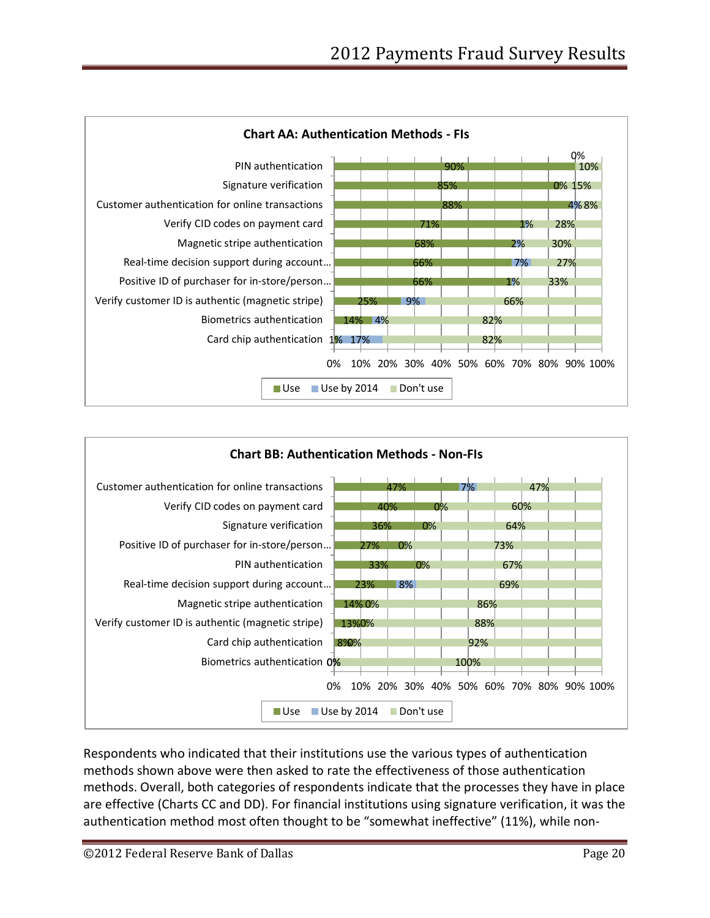**Chart AA: Authentication Methods - FIs**

| Method | Use | Use by 2014 | Don't use |
|---|---|---|---|
| PIN authentication | 90% | 0% | 10% |
| Signature verification | 85% | 0% | 15% |
| Customer authentication for online transactions | 88% | 4% | 8% |
| Verify CID codes on payment card | 71% | 1% | 28% |
| Magnetic stripe authentication | 68% | 2% | 30% |
| Real-time decision support during account… | 66% | 7% | 27% |
| Positive ID of purchaser for in-store/person… | 66% | 1% | 33% |
| Verify customer ID is authentic (magnetic stripe) | 25% | 9% | 66% |
| Biometrics authentication | 14% | 4% | 82% |
| Card chip authentication | 1% | 17% | 82% |

**Chart BB: Authentication Methods - Non-FIs**

| Method | Use | Use by 2014 | Don't use |
|---|---|---|---|
| Customer authentication for online transactions | 47% | 7% | 47% |
| Verify CID codes on payment card | 40% | 0% | 60% |
| Signature verification | 36% | 0% | 64% |
| Positive ID of purchaser for in-store/person… | 27% | 0% | 73% |
| PIN authentication | 33% | 0% | 67% |
| Real-time decision support during account… | 23% | 8% | 69% |
| Magnetic stripe authentication | 14% | 0% | 86% |
| Verify customer ID is authentic (magnetic stripe) | 13% | 0% | 88% |
| Card chip authentication | 8% | 0% | 92% |
| Biometrics authentication | 0% | | 100% |

Respondents who indicated that their institutions use the various types of authentication methods shown above were then asked to rate the effectiveness of those authentication methods. Overall, both categories of respondents indicate that the processes they have in place are effective (Charts CC and DD). For financial institutions using signature verification, it was the authentication method most often thought to be "somewhat ineffective" (11%), while non-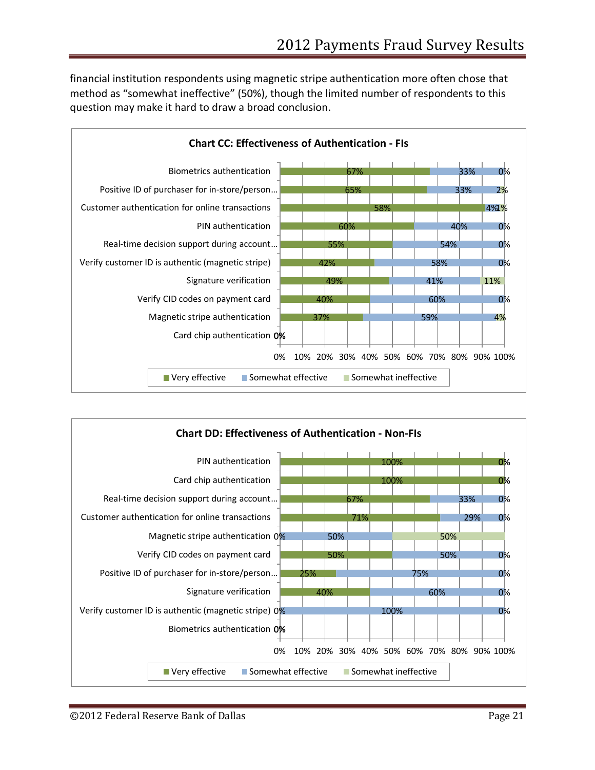financial institution respondents using magnetic stripe authentication more often chose that method as "somewhat ineffective" (50%), though the limited number of respondents to this question may make it hard to draw a broad conclusion.

**Chart CC: Effectiveness of Authentication - FIs**

| | Very effective | Somewhat effective | Somewhat ineffective |
|---|---|---|---|
| Biometrics authentication | 67% | 33% | 0% |
| Positive ID of purchaser for in-store/person… | 65% | 33% | 2% |
| Customer authentication for online transactions | 58% | 4% | 1% |
| PIN authentication | 60% | 40% | 0% |
| Real-time decision support during account… | 55% | 54% | 0% |
| Verify customer ID is authentic (magnetic stripe) | 42% | 58% | 0% |
| Signature verification | 49% | 41% | 11% |
| Verify CID codes on payment card | 40% | 60% | 0% |
| Magnetic stripe authentication | 37% | 59% | 4% |
| Card chip authentication | 0% | | |

**Chart DD: Effectiveness of Authentication - Non-FIs**

| | Very effective | Somewhat effective | Somewhat ineffective |
|---|---|---|---|
| PIN authentication | 100% | | 0% |
| Card chip authentication | 100% | | 0% |
| Real-time decision support during account… | 67% | 33% | 0% |
| Customer authentication for online transactions | 71% | 29% | 0% |
| Magnetic stripe authentication | 0% | 50% | 50% |
| Verify CID codes on payment card | 50% | 50% | 0% |
| Positive ID of purchaser for in-store/person… | 25% | 75% | 0% |
| Signature verification | 40% | 60% | 0% |
| Verify customer ID is authentic (magnetic stripe) | 0% | 100% | 0% |
| Biometrics authentication | 0% | | |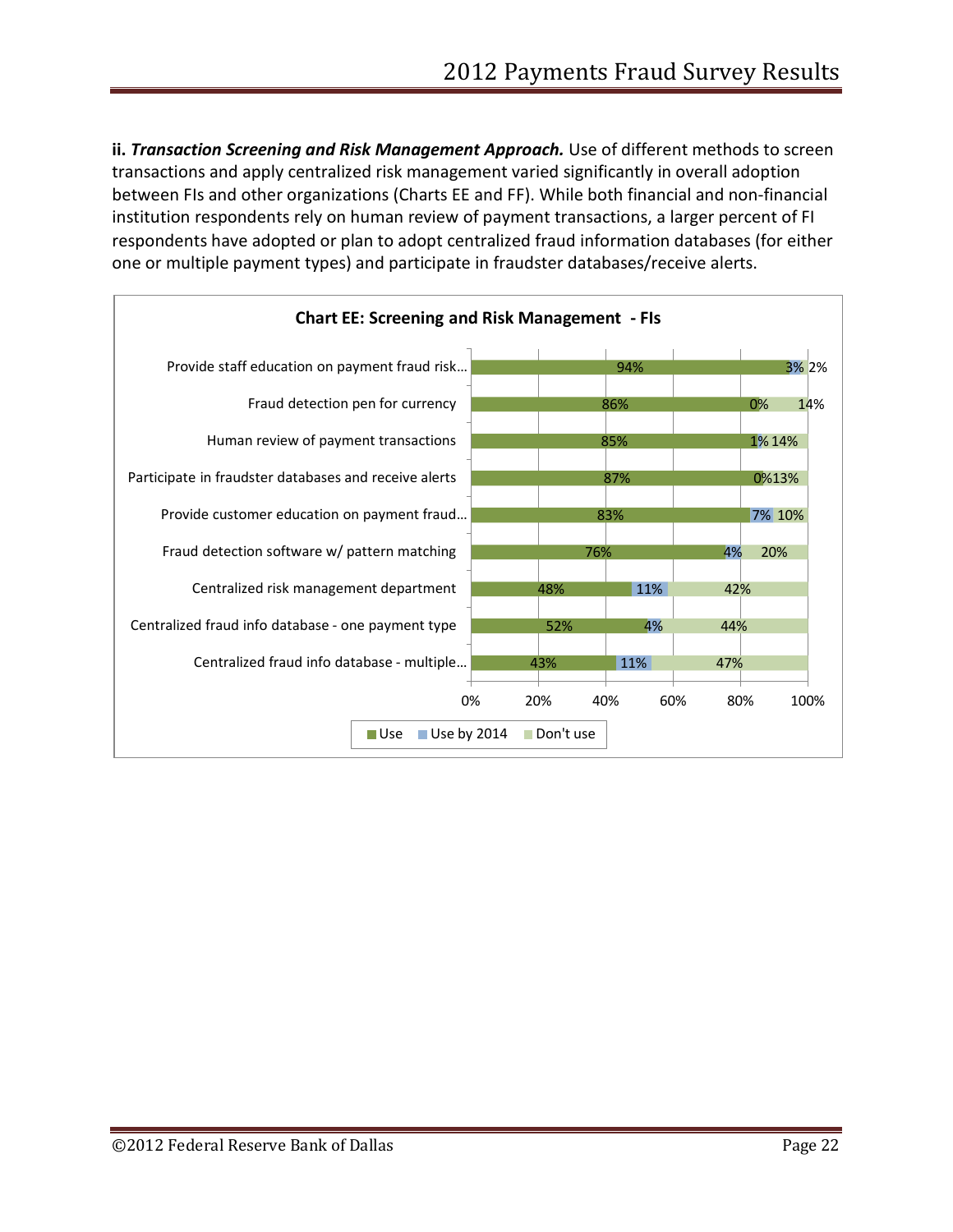**ii. *Transaction Screening and Risk Management Approach.*** Use of different methods to screen transactions and apply centralized risk management varied significantly in overall adoption between FIs and other organizations (Charts EE and FF). While both financial and non-financial institution respondents rely on human review of payment transactions, a larger percent of FI respondents have adopted or plan to adopt centralized fraud information databases (for either one or multiple payment types) and participate in fraudster databases/receive alerts.

**Chart EE: Screening and Risk Management - FIs**

| | Use | Use by 2014 | Don't use |
|---|---|---|---|
| Provide staff education on payment fraud risk… | 94% | 3% | 2% |
| Fraud detection pen for currency | 86% | 0% | 14% |
| Human review of payment transactions | 85% | 1% | 14% |
| Participate in fraudster databases and receive alerts | 87% | 0% | 13% |
| Provide customer education on payment fraud… | 83% | 7% | 10% |
| Fraud detection software w/ pattern matching | 76% | 4% | 20% |
| Centralized risk management department | 48% | 11% | 42% |
| Centralized fraud info database - one payment type | 52% | 4% | 44% |
| Centralized fraud info database - multiple… | 43% | 11% | 47% |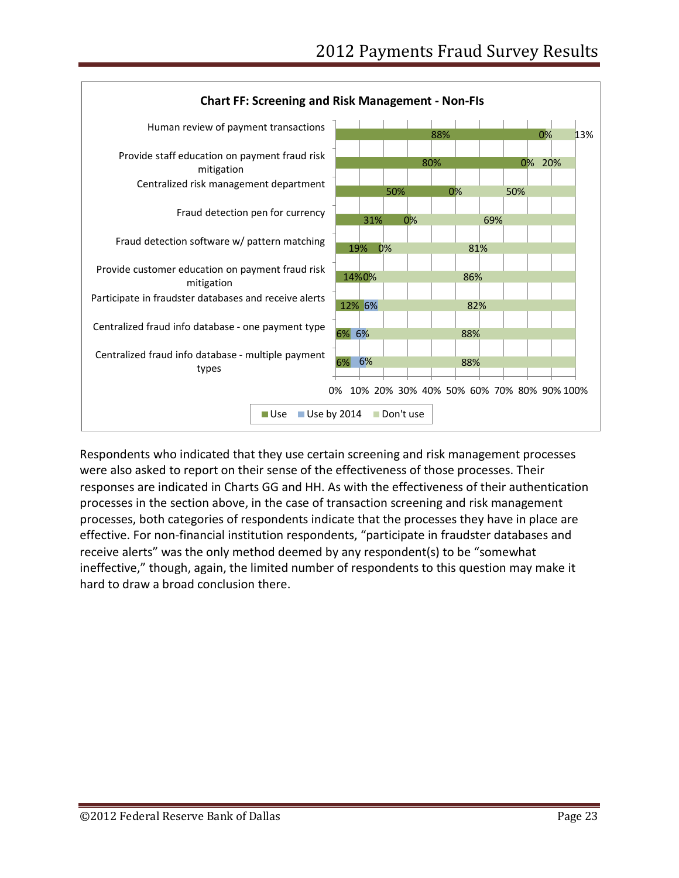**Chart FF: Screening and Risk Management - Non-FIs**

| | Use | Use by 2014 | Don't use |
|---|---|---|---|
| Human review of payment transactions | 88% | 0% | 13% |
| Provide staff education on payment fraud risk mitigation | 80% | 0% | 20% |
| Centralized risk management department | 50% | 0% | 50% |
| Fraud detection pen for currency | 31% | 0% | 69% |
| Fraud detection software w/ pattern matching | 19% | 0% | 81% |
| Provide customer education on payment fraud risk mitigation | 14% | 0% | 86% |
| Participate in fraudster databases and receive alerts | 12% | 6% | 82% |
| Centralized fraud info database - one payment type | 6% | 6% | 88% |
| Centralized fraud info database - multiple payment types | 6% | 6% | 88% |

Respondents who indicated that they use certain screening and risk management processes were also asked to report on their sense of the effectiveness of those processes. Their responses are indicated in Charts GG and HH. As with the effectiveness of their authentication processes in the section above, in the case of transaction screening and risk management processes, both categories of respondents indicate that the processes they have in place are effective. For non-financial institution respondents, "participate in fraudster databases and receive alerts" was the only method deemed by any respondent(s) to be "somewhat ineffective," though, again, the limited number of respondents to this question may make it hard to draw a broad conclusion there.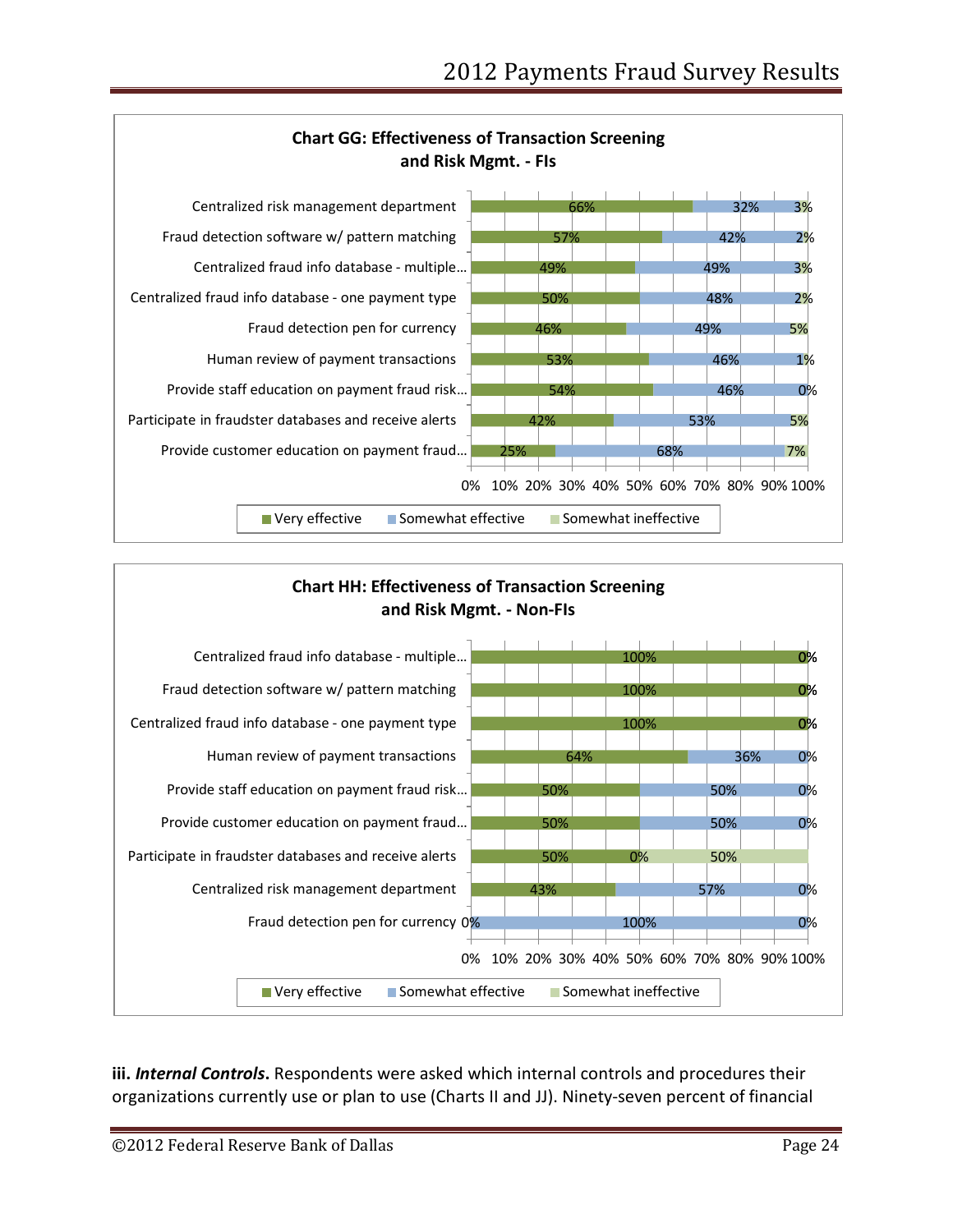**Chart GG: Effectiveness of Transaction Screening and Risk Mgmt. - FIs**

| | Very effective | Somewhat effective | Somewhat ineffective |
|---|---|---|---|
| Centralized risk management department | 66% | 32% | 3% |
| Fraud detection software w/ pattern matching | 57% | 42% | 2% |
| Centralized fraud info database - multiple… | 49% | 49% | 3% |
| Centralized fraud info database - one payment type | 50% | 48% | 2% |
| Fraud detection pen for currency | 46% | 49% | 5% |
| Human review of payment transactions | 53% | 46% | 1% |
| Provide staff education on payment fraud risk… | 54% | 46% | 0% |
| Participate in fraudster databases and receive alerts | 42% | 53% | 5% |
| Provide customer education on payment fraud… | 25% | 68% | 7% |

**Chart HH: Effectiveness of Transaction Screening and Risk Mgmt. - Non-FIs**

| | Very effective | Somewhat effective | Somewhat ineffective |
|---|---|---|---|
| Centralized fraud info database - multiple… | 100% | | 0% |
| Fraud detection software w/ pattern matching | 100% | | 0% |
| Centralized fraud info database - one payment type | 100% | | 0% |
| Human review of payment transactions | 64% | 36% | 0% |
| Provide staff education on payment fraud risk… | 50% | 50% | 0% |
| Provide customer education on payment fraud… | 50% | 50% | 0% |
| Participate in fraudster databases and receive alerts | 50% | 0% | 50% |
| Centralized risk management department | 43% | 57% | 0% |
| Fraud detection pen for currency | 0% | 100% | 0% |

**iii. *Internal Controls*.** Respondents were asked which internal controls and procedures their organizations currently use or plan to use (Charts II and JJ). Ninety-seven percent of financial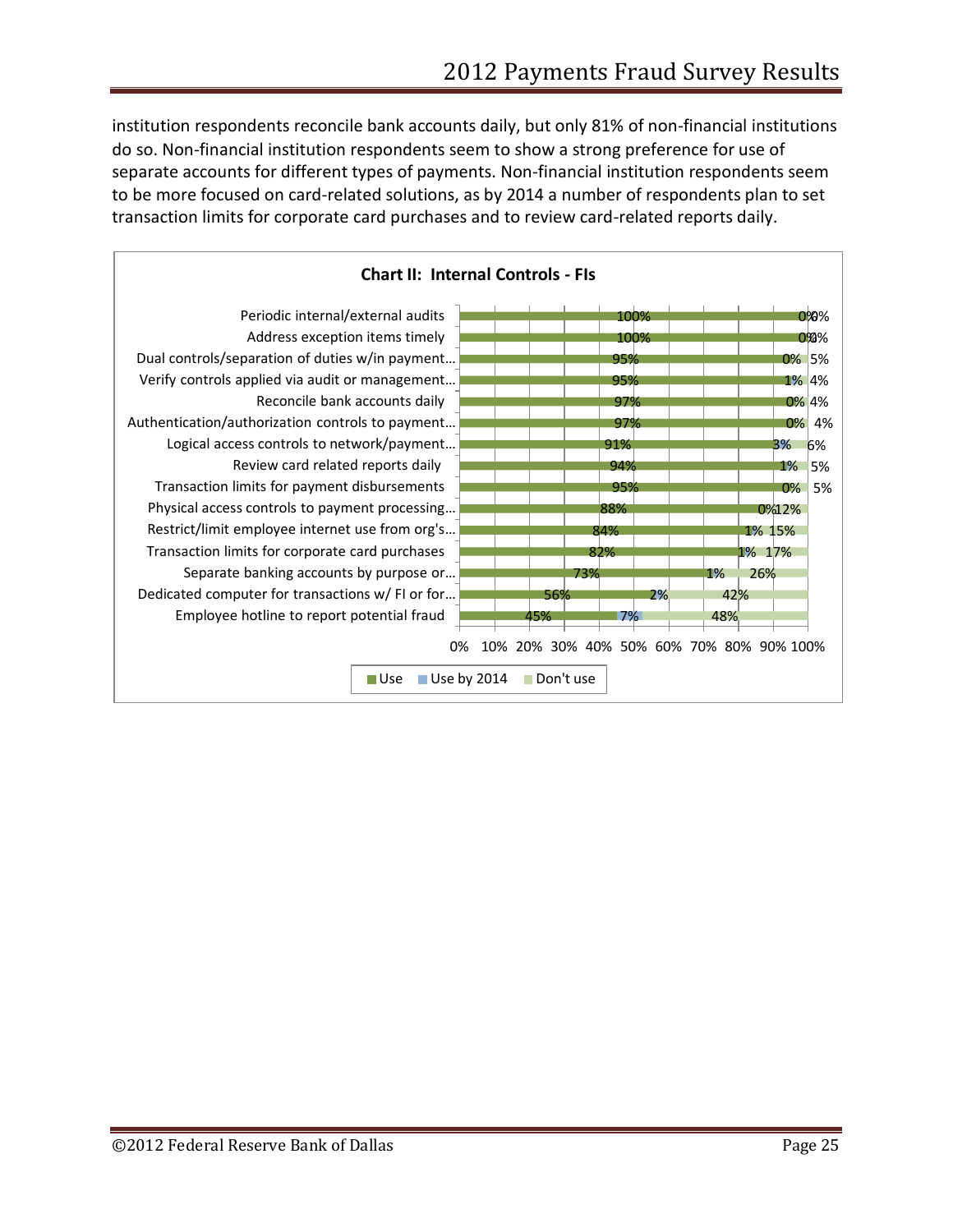institution respondents reconcile bank accounts daily, but only 81% of non-financial institutions do so. Non-financial institution respondents seem to show a strong preference for use of separate accounts for different types of payments. Non-financial institution respondents seem to be more focused on card-related solutions, as by 2014 a number of respondents plan to set transaction limits for corporate card purchases and to review card-related reports daily.

**Chart II: Internal Controls - FIs**

| Control | Use | Use by 2014 | Don't use |
|---|---|---|---|
| Periodic internal/external audits | 100% | 0% | 0% |
| Address exception items timely | 100% | 0% | 0% |
| Dual controls/separation of duties w/in payment… | 95% | 0% | 5% |
| Verify controls applied via audit or management… | 95% | 1% | 4% |
| Reconcile bank accounts daily | 97% | 0% | 4% |
| Authentication/authorization controls to payment… | 97% | 0% | 4% |
| Logical access controls to network/payment… | 91% | 3% | 6% |
| Review card related reports daily | 94% | 1% | 5% |
| Transaction limits for payment disbursements | 95% | 0% | 5% |
| Physical access controls to payment processing… | 88% | 0% | 12% |
| Restrict/limit employee internet use from org's… | 84% | 1% | 15% |
| Transaction limits for corporate card purchases | 82% | 1% | 17% |
| Separate banking accounts by purpose or… | 73% | 1% | 26% |
| Dedicated computer for transactions w/ FI or for… | 56% | 2% | 42% |
| Employee hotline to report potential fraud | 45% | 7% | 48% |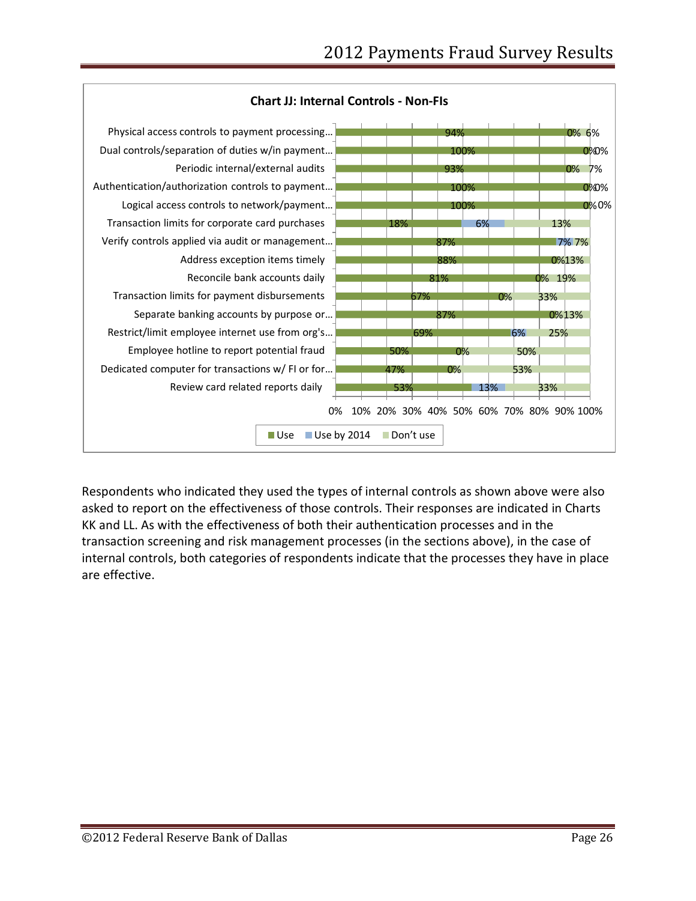**Chart JJ: Internal Controls - Non-FIs**

| Control | Use | Use by 2014 | Don't use |
|---|---|---|---|
| Physical access controls to payment processing… | 94% | 0% | 6% |
| Dual controls/separation of duties w/in payment… | 100% | 0% | 0% |
| Periodic internal/external audits | 93% | 0% | 7% |
| Authentication/authorization controls to payment… | 100% | 0% | 0% |
| Logical access controls to network/payment… | 100% | 0% | 0% |
| Transaction limits for corporate card purchases | 18% | 6% | 13% |
| Verify controls applied via audit or management… | 87% | 7% | 7% |
| Address exception items timely | 88% | 0% | 13% |
| Reconcile bank accounts daily | 81% | 0% | 19% |
| Transaction limits for payment disbursements | 67% | 0% | 33% |
| Separate banking accounts by purpose or… | 87% | 0% | 13% |
| Restrict/limit employee internet use from org's… | 69% | 6% | 25% |
| Employee hotline to report potential fraud | 50% | 0% | 50% |
| Dedicated computer for transactions w/ FI or for… | 47% | 0% | 53% |
| Review card related reports daily | 53% | 13% | 33% |

Respondents who indicated they used the types of internal controls as shown above were also asked to report on the effectiveness of those controls. Their responses are indicated in Charts KK and LL. As with the effectiveness of both their authentication processes and in the transaction screening and risk management processes (in the sections above), in the case of internal controls, both categories of respondents indicate that the processes they have in place are effective.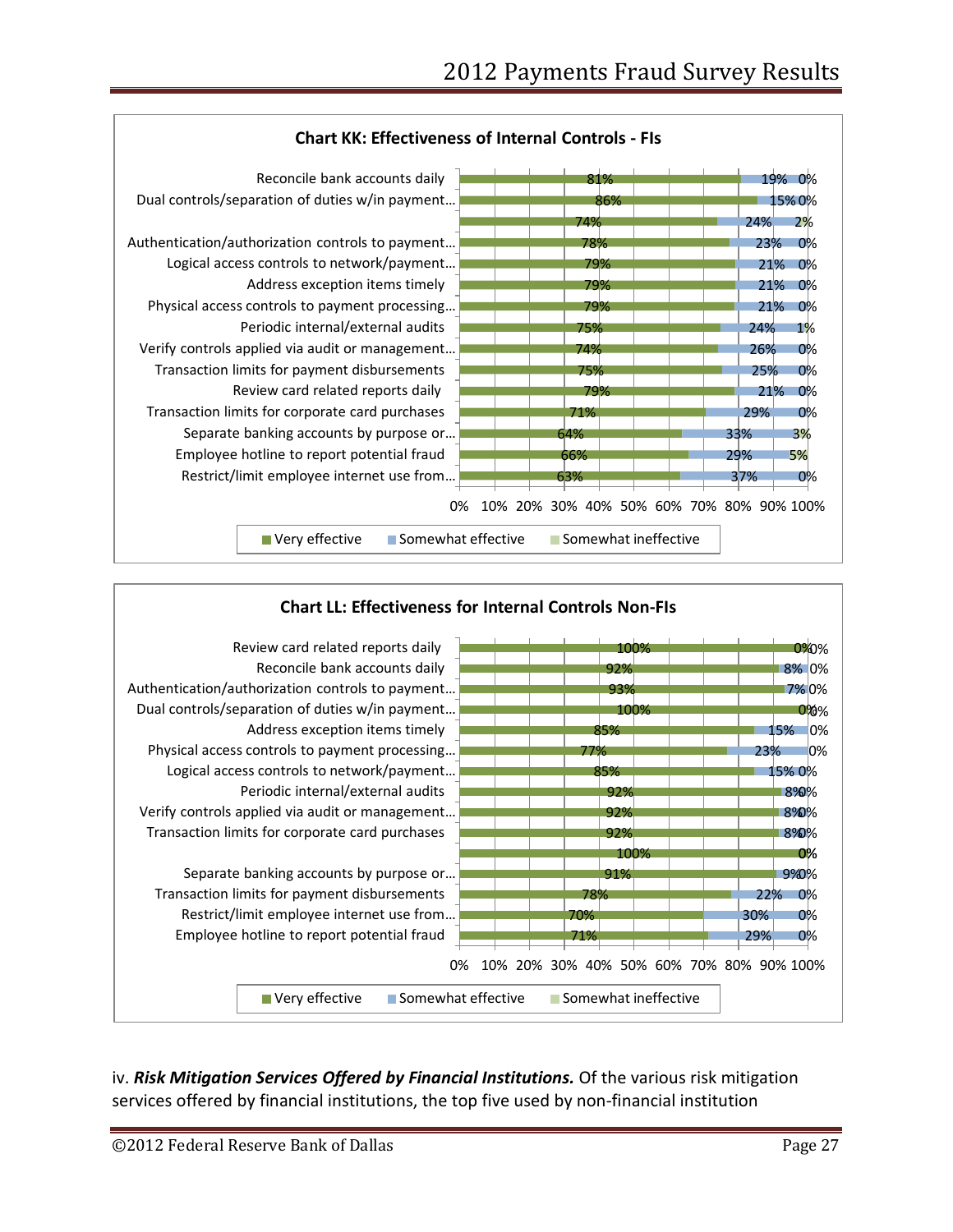**Chart KK: Effectiveness of Internal Controls - FIs**

| Control | Very effective | Somewhat effective | Somewhat ineffective |
|---|---|---|---|
| Reconcile bank accounts daily | 81% | 19% | 0% |
| Dual controls/separation of duties w/in payment… | 86% | 15% | 0% |
| | 74% | 24% | 2% |
| Authentication/authorization controls to payment… | 78% | 23% | 0% |
| Logical access controls to network/payment… | 79% | 21% | 0% |
| Address exception items timely | 79% | 21% | 0% |
| Physical access controls to payment processing… | 79% | 21% | 0% |
| Periodic internal/external audits | 75% | 24% | 1% |
| Verify controls applied via audit or management… | 74% | 26% | 0% |
| Transaction limits for payment disbursements | 75% | 25% | 0% |
| Review card related reports daily | 79% | 21% | 0% |
| Transaction limits for corporate card purchases | 71% | 29% | 0% |
| Separate banking accounts by purpose or… | 64% | 33% | 3% |
| Employee hotline to report potential fraud | 66% | 29% | 5% |
| Restrict/limit employee internet use from… | 63% | 37% | 0% |

**Chart LL: Effectiveness for Internal Controls Non-FIs**

| Control | Very effective | Somewhat effective | Somewhat ineffective |
|---|---|---|---|
| Review card related reports daily | 100% | 0% | 0% |
| Reconcile bank accounts daily | 92% | 8% | 0% |
| Authentication/authorization controls to payment… | 93% | 7% | 0% |
| Dual controls/separation of duties w/in payment… | 100% | 0% | 0% |
| Address exception items timely | 85% | 15% | 0% |
| Physical access controls to payment processing… | 77% | 23% | 0% |
| Logical access controls to network/payment… | 85% | 15% | 0% |
| Periodic internal/external audits | 92% | 8% | 0% |
| Verify controls applied via audit or management… | 92% | 8% | 0% |
| Transaction limits for corporate card purchases | 92% | 8% | 0% |
| | 100% | 0% | |
| Separate banking accounts by purpose or… | 91% | 9% | 0% |
| Transaction limits for payment disbursements | 78% | 22% | 0% |
| Restrict/limit employee internet use from… | 70% | 30% | 0% |
| Employee hotline to report potential fraud | 71% | 29% | 0% |

iv. ***Risk Mitigation Services Offered by Financial Institutions.*** Of the various risk mitigation services offered by financial institutions, the top five used by non-financial institution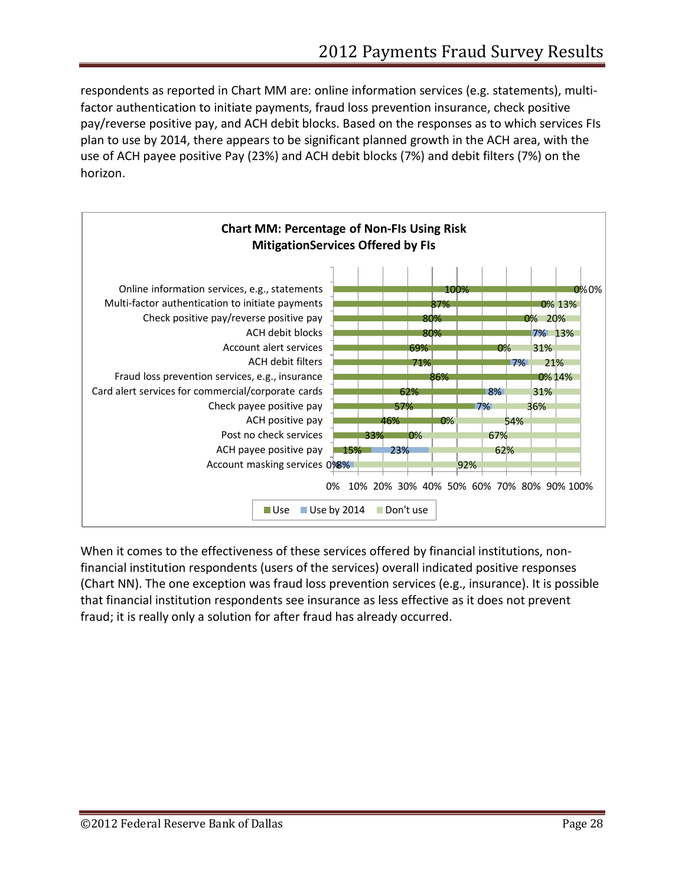respondents as reported in Chart MM are: online information services (e.g. statements), multi-factor authentication to initiate payments, fraud loss prevention insurance, check positive pay/reverse positive pay, and ACH debit blocks. Based on the responses as to which services FIs plan to use by 2014, there appears to be significant planned growth in the ACH area, with the use of ACH payee positive Pay (23%) and ACH debit blocks (7%) and debit filters (7%) on the horizon.

**Chart MM: Percentage of Non-FIs Using Risk MitigationServices Offered by FIs**

| Service | Use | Use by 2014 | Don't use |
|---|---|---|---|
| Online information services, e.g., statements | 100% | 0% | 0% |
| Multi-factor authentication to initiate payments | 87% | 0% | 13% |
| Check positive pay/reverse positive pay | 80% | 0% | 20% |
| ACH debit blocks | 80% | 7% | 13% |
| Account alert services | 69% | 0% | 31% |
| ACH debit filters | 71% | 7% | 21% |
| Fraud loss prevention services, e.g., insurance | 86% | 0% | 14% |
| Card alert services for commercial/corporate cards | 62% | 8% | 31% |
| Check payee positive pay | 57% | 7% | 36% |
| ACH positive pay | 46% | 0% | 54% |
| Post no check services | 33% | 0% | 67% |
| ACH payee positive pay | 15% | 23% | 62% |
| Account masking services | 0% | 8% | 92% |

When it comes to the effectiveness of these services offered by financial institutions, non-financial institution respondents (users of the services) overall indicated positive responses (Chart NN). The one exception was fraud loss prevention services (e.g., insurance). It is possible that financial institution respondents see insurance as less effective as it does not prevent fraud; it is really only a solution for after fraud has already occurred.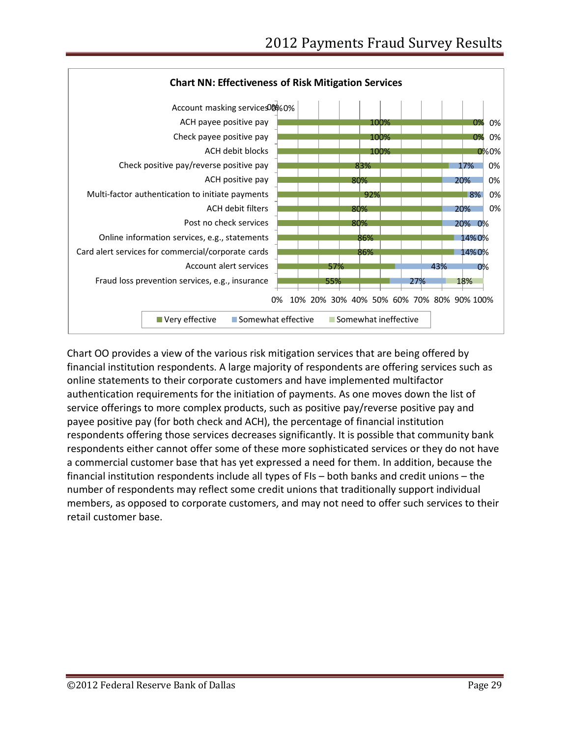**Chart NN: Effectiveness of Risk Mitigation Services**

| Service | Very effective | Somewhat effective | Somewhat ineffective |
|---|---|---|---|
| Account masking services | 0% | 0% | 0% |
| ACH payee positive pay | 100% | 0% | 0% |
| Check payee positive pay | 100% | 0% | 0% |
| ACH debit blocks | 100% | 0% | 0% |
| Check positive pay/reverse positive pay | 83% | 17% | 0% |
| ACH positive pay | 80% | 20% | 0% |
| Multi-factor authentication to initiate payments | 92% | 8% | 0% |
| ACH debit filters | 80% | 20% | 0% |
| Post no check services | 80% | 20% | 0% |
| Online information services, e.g., statements | 86% | 14% | 0% |
| Card alert services for commercial/corporate cards | 86% | 14% | 0% |
| Account alert services | 57% | 43% | 0% |
| Fraud loss prevention services, e.g., insurance | 55% | 27% | 18% |

Chart OO provides a view of the various risk mitigation services that are being offered by financial institution respondents. A large majority of respondents are offering services such as online statements to their corporate customers and have implemented multifactor authentication requirements for the initiation of payments. As one moves down the list of service offerings to more complex products, such as positive pay/reverse positive pay and payee positive pay (for both check and ACH), the percentage of financial institution respondents offering those services decreases significantly. It is possible that community bank respondents either cannot offer some of these more sophisticated services or they do not have a commercial customer base that has yet expressed a need for them. In addition, because the financial institution respondents include all types of FIs – both banks and credit unions – the number of respondents may reflect some credit unions that traditionally support individual members, as opposed to corporate customers, and may not need to offer such services to their retail customer base.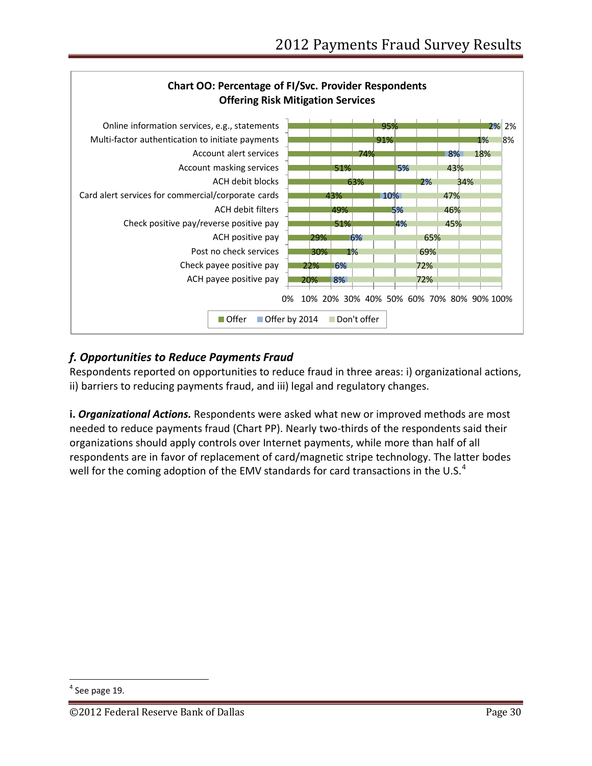**Chart OO: Percentage of FI/Svc. Provider Respondents Offering Risk Mitigation Services**

| Service | Offer | Offer by 2014 | Don't offer |
|---|---|---|---|
| Online information services, e.g., statements | 95% | 2% | 2% |
| Multi-factor authentication to initiate payments | 91% | 1% | 8% |
| Account alert services | 74% | 8% | 18% |
| Account masking services | 51% | 5% | 43% |
| ACH debit blocks | 63% | 2% | 34% |
| Card alert services for commercial/corporate cards | 43% | 10% | 47% |
| ACH debit filters | 49% | 5% | 46% |
| Check positive pay/reverse positive pay | 51% | 4% | 45% |
| ACH positive pay | 29% | 6% | 65% |
| Post no check services | 30% | 1% | 69% |
| Check payee positive pay | 22% | 6% | 72% |
| ACH payee positive pay | 20% | 8% | 72% |

### *f. Opportunities to Reduce Payments Fraud*

Respondents reported on opportunities to reduce fraud in three areas: i) organizational actions, ii) barriers to reducing payments fraud, and iii) legal and regulatory changes.

**i. *Organizational Actions.*** Respondents were asked what new or improved methods are most needed to reduce payments fraud (Chart PP). Nearly two-thirds of the respondents said their organizations should apply controls over Internet payments, while more than half of all respondents are in favor of replacement of card/magnetic stripe technology. The latter bodes well for the coming adoption of the EMV standards for card transactions in the U.S.[4]

[4] See page 19.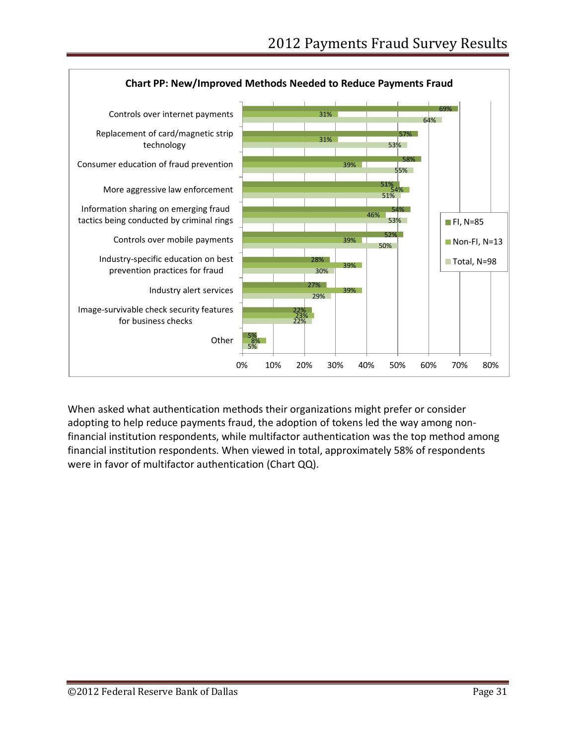**Chart PP: New/Improved Methods Needed to Reduce Payments Fraud**

| Method | FI, N=85 | Non-FI, N=13 | Total, N=98 |
|---|---|---|---|
| Controls over internet payments | 69% | 31% | 64% |
| Replacement of card/magnetic strip technology | 57% | 31% | 53% |
| Consumer education of fraud prevention | 58% | 39% | 55% |
| More aggressive law enforcement | 51% | 54% | 51% |
| Information sharing on emerging fraud tactics being conducted by criminal rings | 54% | 46% | 53% |
| Controls over mobile payments | 52% | 39% | 50% |
| Industry-specific education on best prevention practices for fraud | 28% | 39% | 30% |
| Industry alert services | 27% | 39% | 29% |
| Image-survivable check security features for business checks | 22% | 23% | 22% |
| Other | 5% | 8% | 5% |

When asked what authentication methods their organizations might prefer or consider adopting to help reduce payments fraud, the adoption of tokens led the way among non-financial institution respondents, while multifactor authentication was the top method among financial institution respondents. When viewed in total, approximately 58% of respondents were in favor of multifactor authentication (Chart QQ).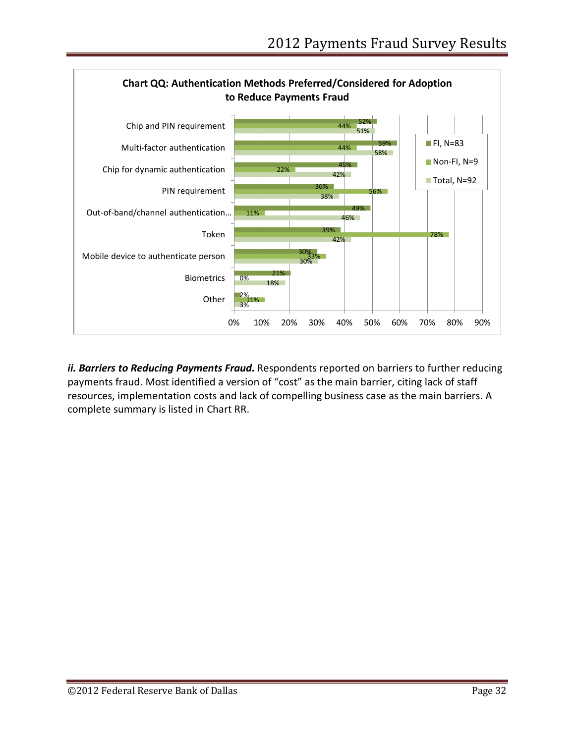**Chart QQ: Authentication Methods Preferred/Considered for Adoption to Reduce Payments Fraud**

| Authentication Method | FI, N=83 | Non-FI, N=9 | Total, N=92 |
|---|---|---|---|
| Chip and PIN requirement | 52% | 44% | 51% |
| Multi-factor authentication | 59% | 44% | 58% |
| Chip for dynamic authentication | 45% | 22% | 42% |
| PIN requirement | 36% | 56% | 38% |
| Out-of-band/channel authentication... | 49% | 11% | 46% |
| Token | 39% | 78% | 42% |
| Mobile device to authenticate person | 30% | 33% | 30% |
| Biometrics | 21% | 0% | 18% |
| Other | 2% | 11% | 3% |

***ii. Barriers to Reducing Payments Fraud.*** Respondents reported on barriers to further reducing payments fraud. Most identified a version of "cost" as the main barrier, citing lack of staff resources, implementation costs and lack of compelling business case as the main barriers. A complete summary is listed in Chart RR.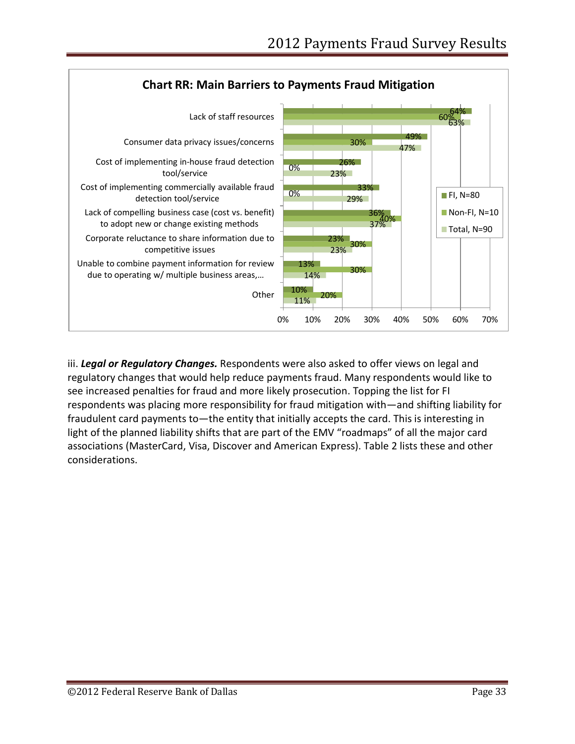**Chart RR: Main Barriers to Payments Fraud Mitigation**

| Barrier | FI, N=80 | Non-FI, N=10 | Total, N=90 |
| --- | --- | --- | --- |
| Lack of staff resources | 64% | 60% | 63% |
| Consumer data privacy issues/concerns | 49% | 30% | 47% |
| Cost of implementing in-house fraud detection tool/service | 26% | 0% | 23% |
| Cost of implementing commercially available fraud detection tool/service | 33% | 0% | 29% |
| Lack of compelling business case (cost vs. benefit) to adopt new or change existing methods | 36% | 40% | 37% |
| Corporate reluctance to share information due to competitive issues | 23% | 30% | 23% |
| Unable to combine payment information for review due to operating w/ multiple business areas,… | 13% | 30% | 14% |
| Other | 10% | 20% | 11% |

iii. ***Legal or Regulatory Changes.*** Respondents were also asked to offer views on legal and regulatory changes that would help reduce payments fraud. Many respondents would like to see increased penalties for fraud and more likely prosecution. Topping the list for FI respondents was placing more responsibility for fraud mitigation with—and shifting liability for fraudulent card payments to—the entity that initially accepts the card. This is interesting in light of the planned liability shifts that are part of the EMV "roadmaps" of all the major card associations (MasterCard, Visa, Discover and American Express). Table 2 lists these and other considerations.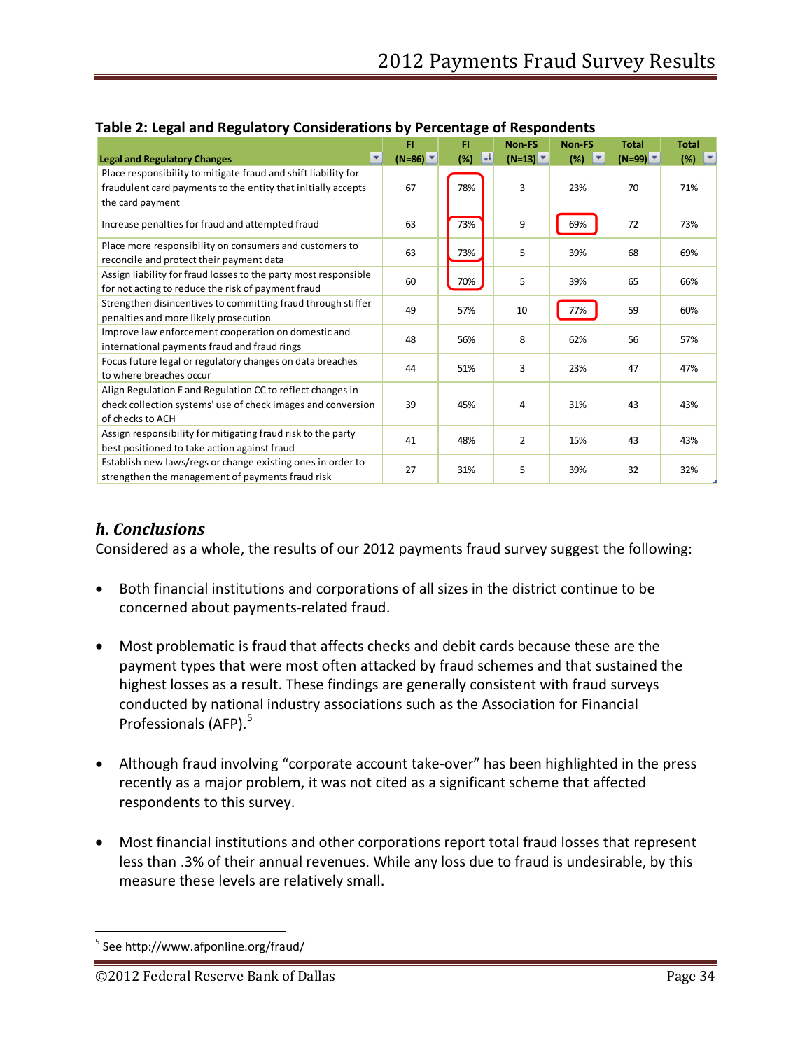**Table 2: Legal and Regulatory Considerations by Percentage of Respondents**

| Legal and Regulatory Changes | FI (N=86) | FI (%) | Non-FS (N=13) | Non-FS (%) | Total (N=99) | Total (%) |
|---|---|---|---|---|---|---|
| Place responsibility to mitigate fraud and shift liability for fraudulent card payments to the entity that initially accepts the card payment | 67 | 78% | 3 | 23% | 70 | 71% |
| Increase penalties for fraud and attempted fraud | 63 | 73% | 9 | 69% | 72 | 73% |
| Place more responsibility on consumers and customers to reconcile and protect their payment data | 63 | 73% | 5 | 39% | 68 | 69% |
| Assign liability for fraud losses to the party most responsible for not acting to reduce the risk of payment fraud | 60 | 70% | 5 | 39% | 65 | 66% |
| Strengthen disincentives to committing fraud through stiffer penalties and more likely prosecution | 49 | 57% | 10 | 77% | 59 | 60% |
| Improve law enforcement cooperation on domestic and international payments fraud and fraud rings | 48 | 56% | 8 | 62% | 56 | 57% |
| Focus future legal or regulatory changes on data breaches to where breaches occur | 44 | 51% | 3 | 23% | 47 | 47% |
| Align Regulation E and Regulation CC to reflect changes in check collection systems' use of check images and conversion of checks to ACH | 39 | 45% | 4 | 31% | 43 | 43% |
| Assign responsibility for mitigating fraud risk to the party best positioned to take action against fraud | 41 | 48% | 2 | 15% | 43 | 43% |
| Establish new laws/regs or change existing ones in order to strengthen the management of payments fraud risk | 27 | 31% | 5 | 39% | 32 | 32% |

## *h. Conclusions*

Considered as a whole, the results of our 2012 payments fraud survey suggest the following:

- Both financial institutions and corporations of all sizes in the district continue to be concerned about payments-related fraud.
- Most problematic is fraud that affects checks and debit cards because these are the payment types that were most often attacked by fraud schemes and that sustained the highest losses as a result. These findings are generally consistent with fraud surveys conducted by national industry associations such as the Association for Financial Professionals (AFP).[5]
- Although fraud involving "corporate account take-over" has been highlighted in the press recently as a major problem, it was not cited as a significant scheme that affected respondents to this survey.
- Most financial institutions and other corporations report total fraud losses that represent less than .3% of their annual revenues. While any loss due to fraud is undesirable, by this measure these levels are relatively small.

---

[5] See http://www.afponline.org/fraud/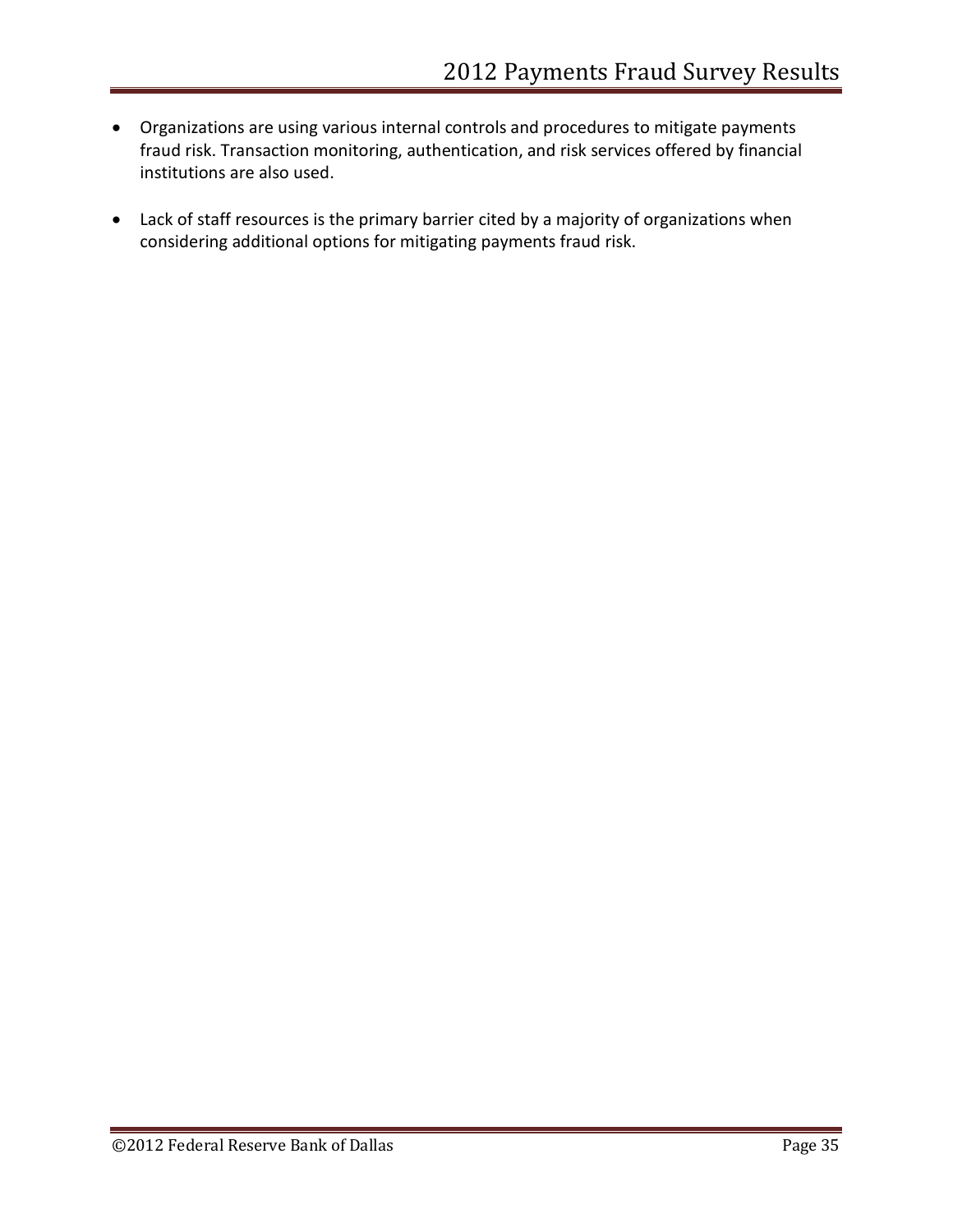- Organizations are using various internal controls and procedures to mitigate payments fraud risk. Transaction monitoring, authentication, and risk services offered by financial institutions are also used.

- Lack of staff resources is the primary barrier cited by a majority of organizations when considering additional options for mitigating payments fraud risk.